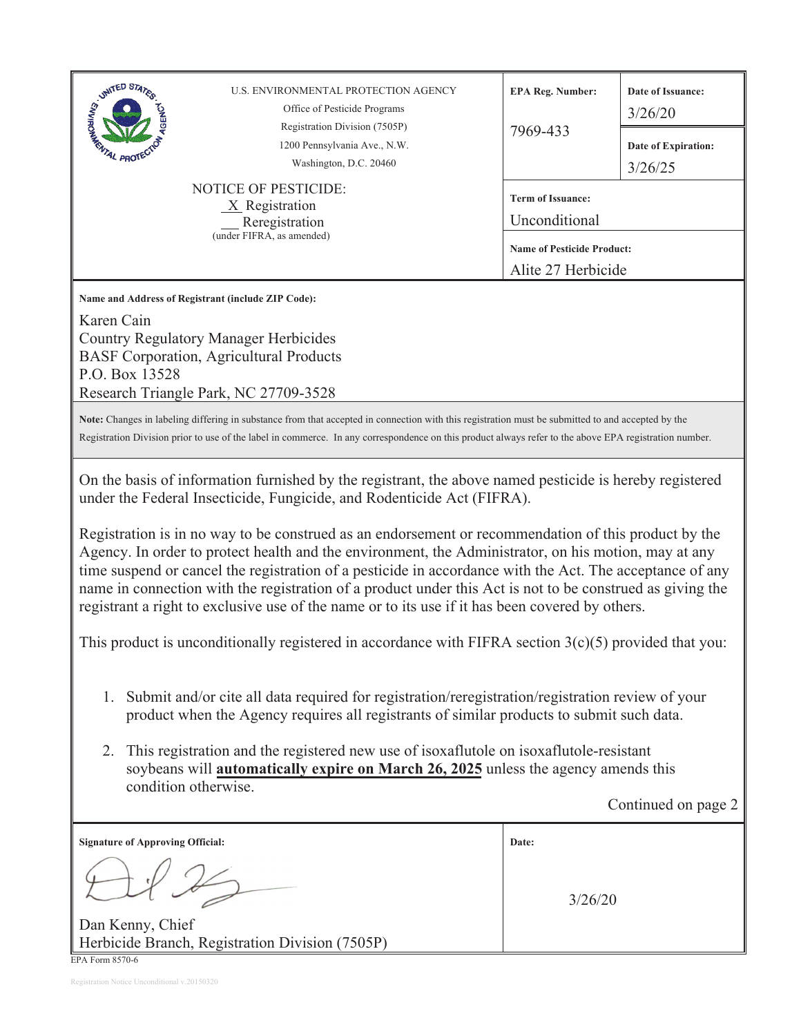| U.S. ENVIRONMENTAL PROTECTION AGENCY<br>Office of Pesticide Programs<br>Registration Division (7505P)<br>1200 Pennsylvania Ave., N.W.<br>Washington, D.C. 20460 | **EPA Reg. Number:**<br>7969-433 | **Date of Issuance:**<br>3/26/20<br>**Date of Expiration:**<br>3/26/25 |
|---|---|---|
| NOTICE OF PESTICIDE:<br>_X_ Registration<br>__ Reregistration<br>(under FIFRA, as amended) | **Term of Issuance:**<br>Unconditional<br>**Name of Pesticide Product:**<br>Alite 27 Herbicide | |

**Name and Address of Registrant (include ZIP Code):**

Karen Cain
Country Regulatory Manager Herbicides
BASF Corporation, Agricultural Products
P.O. Box 13528
Research Triangle Park, NC 27709-3528

**Note:** Changes in labeling differing in substance from that accepted in connection with this registration must be submitted to and accepted by the Registration Division prior to use of the label in commerce. In any correspondence on this product always refer to the above EPA registration number.

On the basis of information furnished by the registrant, the above named pesticide is hereby registered under the Federal Insecticide, Fungicide, and Rodenticide Act (FIFRA).

Registration is in no way to be construed as an endorsement or recommendation of this product by the Agency. In order to protect health and the environment, the Administrator, on his motion, may at any time suspend or cancel the registration of a pesticide in accordance with the Act. The acceptance of any name in connection with the registration of a product under this Act is not to be construed as giving the registrant a right to exclusive use of the name or to its use if it has been covered by others.

This product is unconditionally registered in accordance with FIFRA section 3(c)(5) provided that you:

1. Submit and/or cite all data required for registration/reregistration/registration review of your product when the Agency requires all registrants of similar products to submit such data.
2. This registration and the registered new use of isoxaflutole on isoxaflutole-resistant soybeans will **automatically expire on March 26, 2025** unless the agency amends this condition otherwise.

Continued on page 2

| **Signature of Approving Official:** | **Date:** |
|---|---|
| Dan Kenny, Chief<br>Herbicide Branch, Registration Division (7505P) | 3/26/20 |

EPA Form 8570-6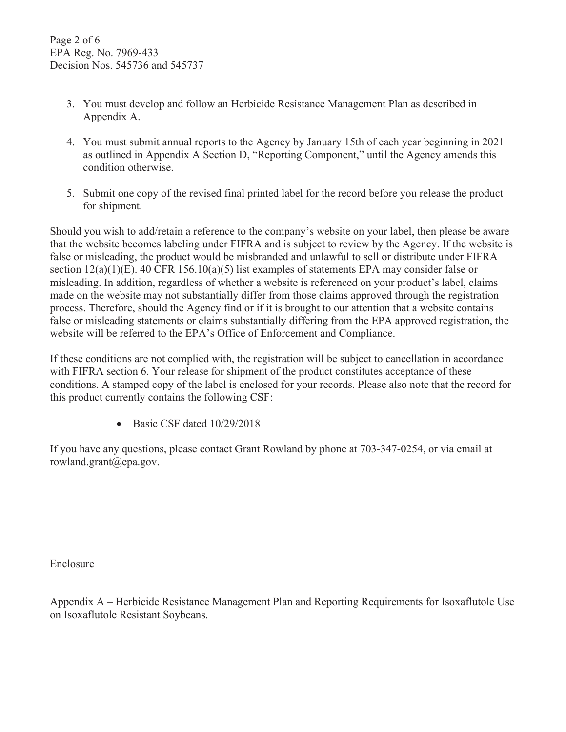3. You must develop and follow an Herbicide Resistance Management Plan as described in Appendix A.

4. You must submit annual reports to the Agency by January 15th of each year beginning in 2021 as outlined in Appendix A Section D, "Reporting Component," until the Agency amends this condition otherwise.

5. Submit one copy of the revised final printed label for the record before you release the product for shipment.

Should you wish to add/retain a reference to the company's website on your label, then please be aware that the website becomes labeling under FIFRA and is subject to review by the Agency. If the website is false or misleading, the product would be misbranded and unlawful to sell or distribute under FIFRA section 12(a)(1)(E). 40 CFR 156.10(a)(5) list examples of statements EPA may consider false or misleading. In addition, regardless of whether a website is referenced on your product's label, claims made on the website may not substantially differ from those claims approved through the registration process. Therefore, should the Agency find or if it is brought to our attention that a website contains false or misleading statements or claims substantially differing from the EPA approved registration, the website will be referred to the EPA's Office of Enforcement and Compliance.

If these conditions are not complied with, the registration will be subject to cancellation in accordance with FIFRA section 6. Your release for shipment of the product constitutes acceptance of these conditions. A stamped copy of the label is enclosed for your records. Please also note that the record for this product currently contains the following CSF:

- Basic CSF dated 10/29/2018

If you have any questions, please contact Grant Rowland by phone at 703-347-0254, or via email at rowland.grant@epa.gov.

Enclosure

Appendix A – Herbicide Resistance Management Plan and Reporting Requirements for Isoxaflutole Use on Isoxaflutole Resistant Soybeans.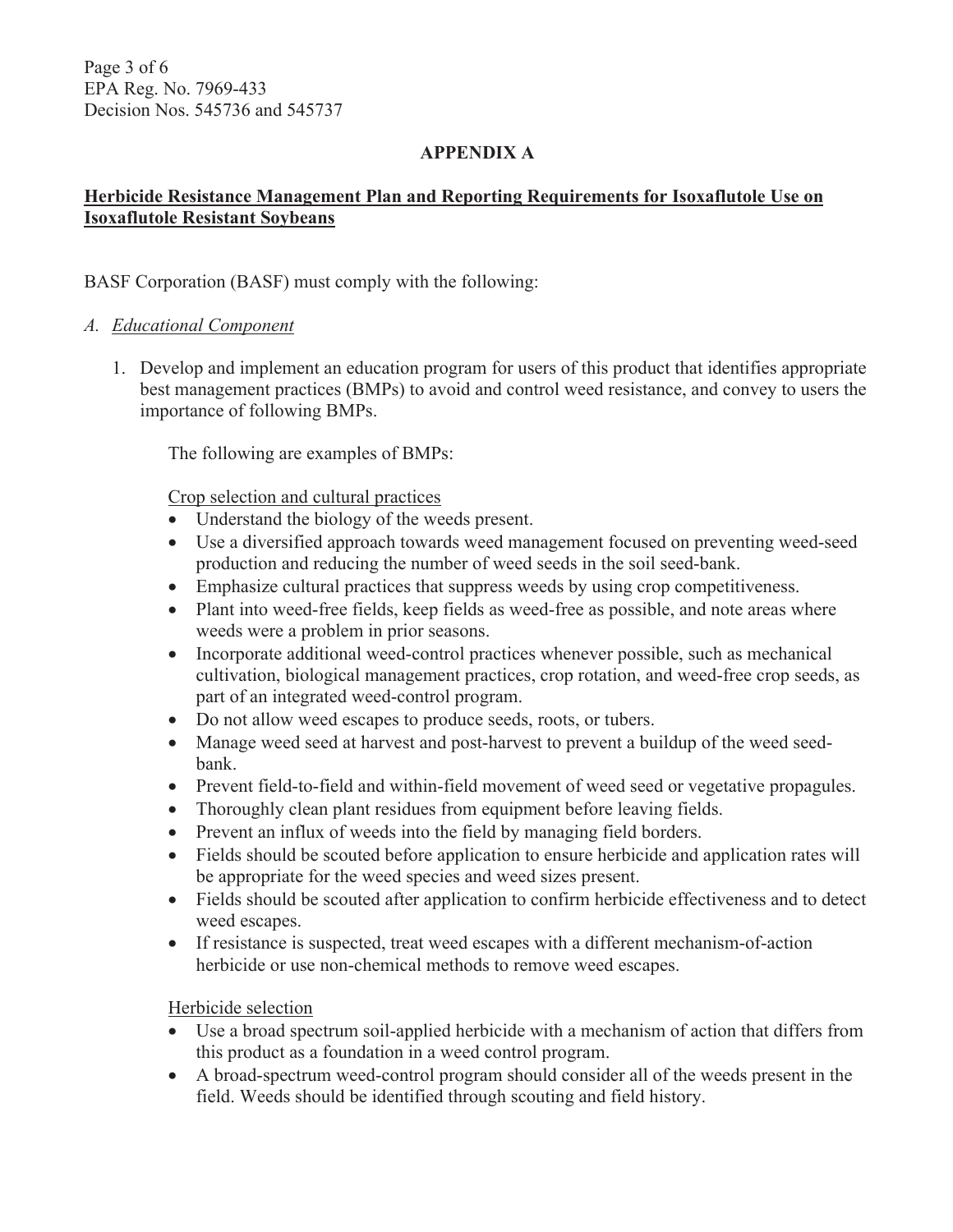## APPENDIX A

**Herbicide Resistance Management Plan and Reporting Requirements for Isoxaflutole Use on Isoxaflutole Resistant Soybeans**

BASF Corporation (BASF) must comply with the following:

*A. Educational Component*

1. Develop and implement an education program for users of this product that identifies appropriate best management practices (BMPs) to avoid and control weed resistance, and convey to users the importance of following BMPs.

   The following are examples of BMPs:

   Crop selection and cultural practices

   - Understand the biology of the weeds present.
   - Use a diversified approach towards weed management focused on preventing weed-seed production and reducing the number of weed seeds in the soil seed-bank.
   - Emphasize cultural practices that suppress weeds by using crop competitiveness.
   - Plant into weed-free fields, keep fields as weed-free as possible, and note areas where weeds were a problem in prior seasons.
   - Incorporate additional weed-control practices whenever possible, such as mechanical cultivation, biological management practices, crop rotation, and weed-free crop seeds, as part of an integrated weed-control program.
   - Do not allow weed escapes to produce seeds, roots, or tubers.
   - Manage weed seed at harvest and post-harvest to prevent a buildup of the weed seed-bank.
   - Prevent field-to-field and within-field movement of weed seed or vegetative propagules.
   - Thoroughly clean plant residues from equipment before leaving fields.
   - Prevent an influx of weeds into the field by managing field borders.
   - Fields should be scouted before application to ensure herbicide and application rates will be appropriate for the weed species and weed sizes present.
   - Fields should be scouted after application to confirm herbicide effectiveness and to detect weed escapes.
   - If resistance is suspected, treat weed escapes with a different mechanism-of-action herbicide or use non-chemical methods to remove weed escapes.

   Herbicide selection

   - Use a broad spectrum soil-applied herbicide with a mechanism of action that differs from this product as a foundation in a weed control program.
   - A broad-spectrum weed-control program should consider all of the weeds present in the field. Weeds should be identified through scouting and field history.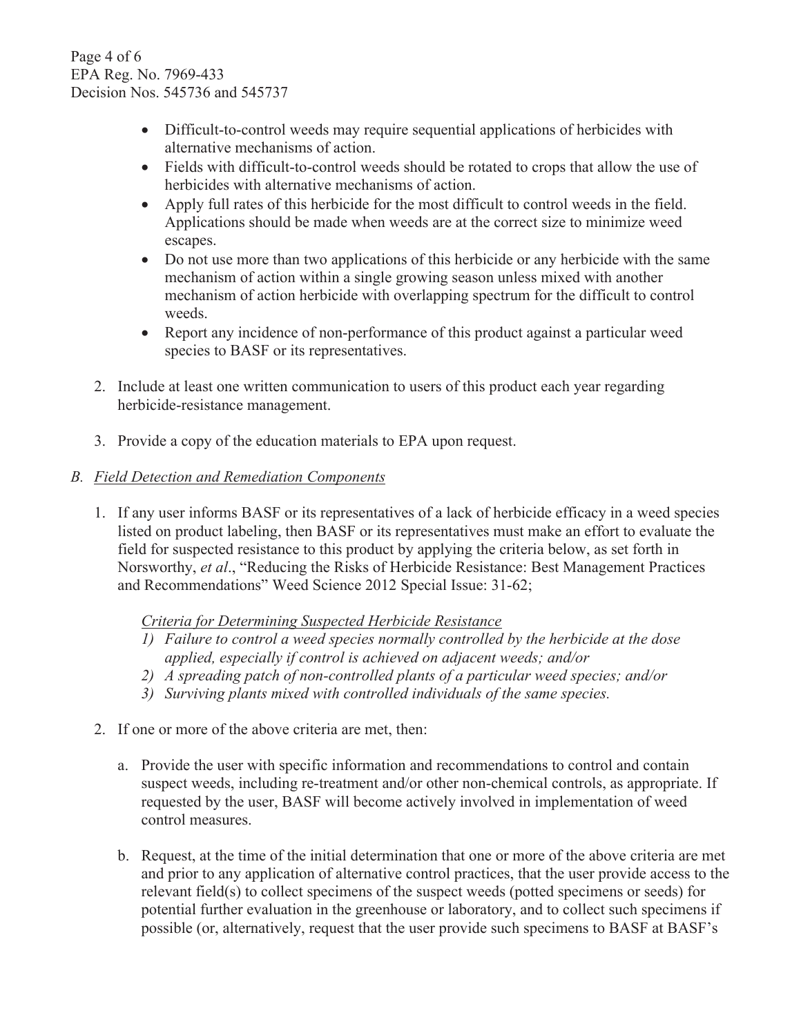- Difficult-to-control weeds may require sequential applications of herbicides with alternative mechanisms of action.
- Fields with difficult-to-control weeds should be rotated to crops that allow the use of herbicides with alternative mechanisms of action.
- Apply full rates of this herbicide for the most difficult to control weeds in the field. Applications should be made when weeds are at the correct size to minimize weed escapes.
- Do not use more than two applications of this herbicide or any herbicide with the same mechanism of action within a single growing season unless mixed with another mechanism of action herbicide with overlapping spectrum for the difficult to control weeds.
- Report any incidence of non-performance of this product against a particular weed species to BASF or its representatives.

2. Include at least one written communication to users of this product each year regarding herbicide-resistance management.

3. Provide a copy of the education materials to EPA upon request.

*B. <u>Field Detection and Remediation Components</u>*

1. If any user informs BASF or its representatives of a lack of herbicide efficacy in a weed species listed on product labeling, then BASF or its representatives must make an effort to evaluate the field for suspected resistance to this product by applying the criteria below, as set forth in Norsworthy, *et al*., "Reducing the Risks of Herbicide Resistance: Best Management Practices and Recommendations" Weed Science 2012 Special Issue: 31-62;

   *<u>Criteria for Determining Suspected Herbicide Resistance</u>*
   *1) Failure to control a weed species normally controlled by the herbicide at the dose applied, especially if control is achieved on adjacent weeds; and/or*
   *2) A spreading patch of non-controlled plants of a particular weed species; and/or*
   *3) Surviving plants mixed with controlled individuals of the same species.*

2. If one or more of the above criteria are met, then:

   a. Provide the user with specific information and recommendations to control and contain suspect weeds, including re-treatment and/or other non-chemical controls, as appropriate. If requested by the user, BASF will become actively involved in implementation of weed control measures.

   b. Request, at the time of the initial determination that one or more of the above criteria are met and prior to any application of alternative control practices, that the user provide access to the relevant field(s) to collect specimens of the suspect weeds (potted specimens or seeds) for potential further evaluation in the greenhouse or laboratory, and to collect such specimens if possible (or, alternatively, request that the user provide such specimens to BASF at BASF's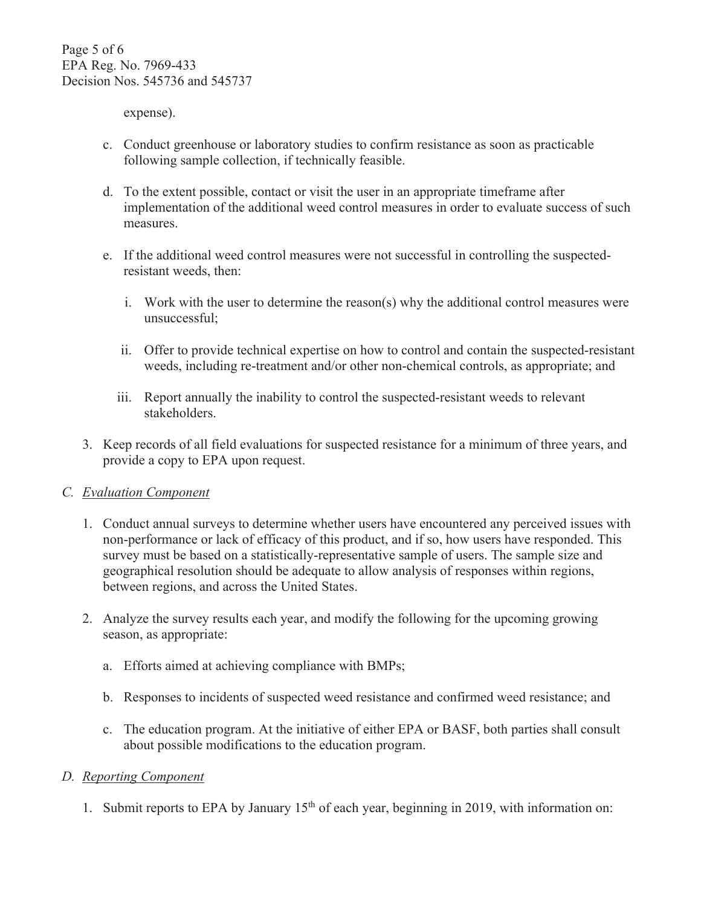expense).

c. Conduct greenhouse or laboratory studies to confirm resistance as soon as practicable following sample collection, if technically feasible.

d. To the extent possible, contact or visit the user in an appropriate timeframe after implementation of the additional weed control measures in order to evaluate success of such measures.

e. If the additional weed control measures were not successful in controlling the suspected-resistant weeds, then:

   i. Work with the user to determine the reason(s) why the additional control measures were unsuccessful;

   ii. Offer to provide technical expertise on how to control and contain the suspected-resistant weeds, including re-treatment and/or other non-chemical controls, as appropriate; and

   iii. Report annually the inability to control the suspected-resistant weeds to relevant stakeholders.

3. Keep records of all field evaluations for suspected resistance for a minimum of three years, and provide a copy to EPA upon request.

*C. Evaluation Component*

1. Conduct annual surveys to determine whether users have encountered any perceived issues with non-performance or lack of efficacy of this product, and if so, how users have responded. This survey must be based on a statistically-representative sample of users. The sample size and geographical resolution should be adequate to allow analysis of responses within regions, between regions, and across the United States.

2. Analyze the survey results each year, and modify the following for the upcoming growing season, as appropriate:

   a. Efforts aimed at achieving compliance with BMPs;

   b. Responses to incidents of suspected weed resistance and confirmed weed resistance; and

   c. The education program. At the initiative of either EPA or BASF, both parties shall consult about possible modifications to the education program.

*D. Reporting Component*

1. Submit reports to EPA by January 15th of each year, beginning in 2019, with information on: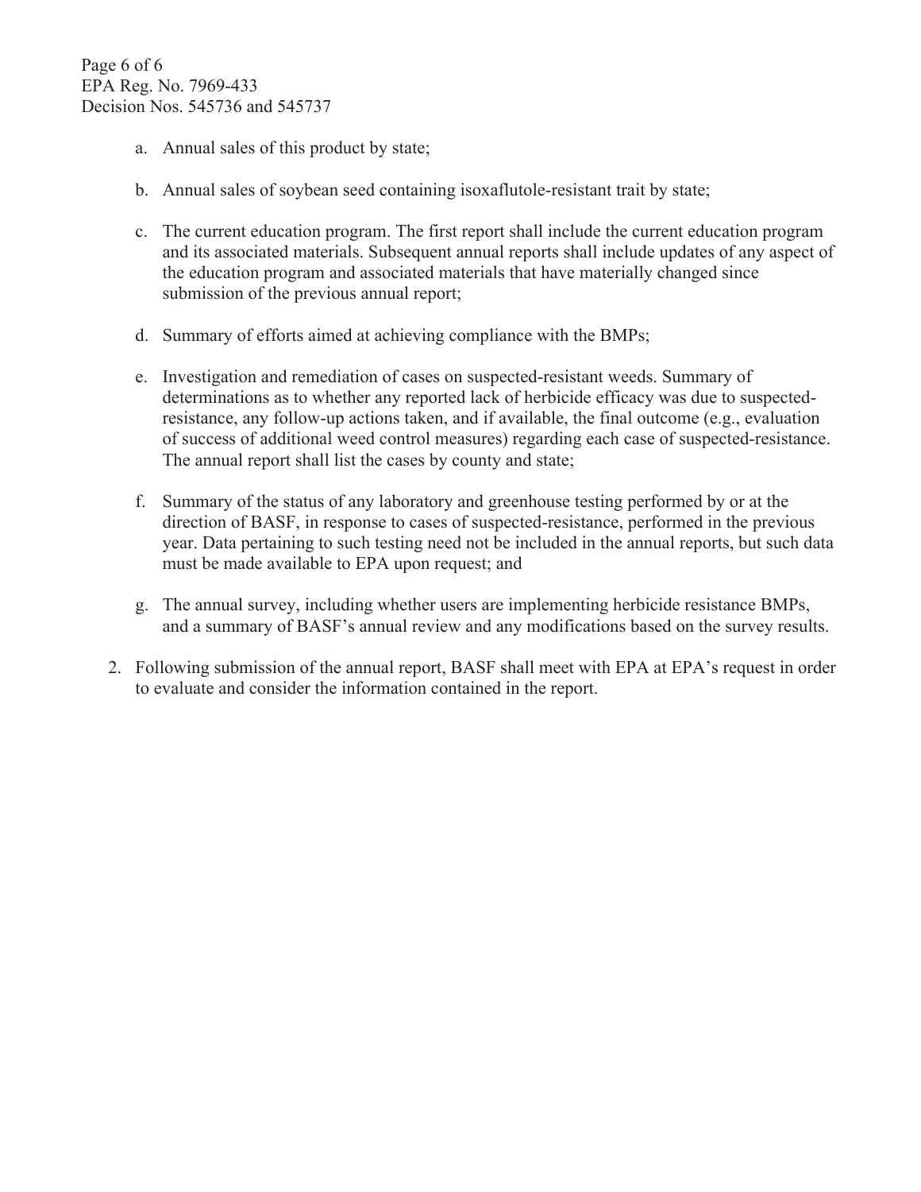a. Annual sales of this product by state;

b. Annual sales of soybean seed containing isoxaflutole-resistant trait by state;

c. The current education program. The first report shall include the current education program and its associated materials. Subsequent annual reports shall include updates of any aspect of the education program and associated materials that have materially changed since submission of the previous annual report;

d. Summary of efforts aimed at achieving compliance with the BMPs;

e. Investigation and remediation of cases on suspected-resistant weeds. Summary of determinations as to whether any reported lack of herbicide efficacy was due to suspected-resistance, any follow-up actions taken, and if available, the final outcome (e.g., evaluation of success of additional weed control measures) regarding each case of suspected-resistance. The annual report shall list the cases by county and state;

f. Summary of the status of any laboratory and greenhouse testing performed by or at the direction of BASF, in response to cases of suspected-resistance, performed in the previous year. Data pertaining to such testing need not be included in the annual reports, but such data must be made available to EPA upon request; and

g. The annual survey, including whether users are implementing herbicide resistance BMPs, and a summary of BASF's annual review and any modifications based on the survey results.

2. Following submission of the annual report, BASF shall meet with EPA at EPA's request in order to evaluate and consider the information contained in the report.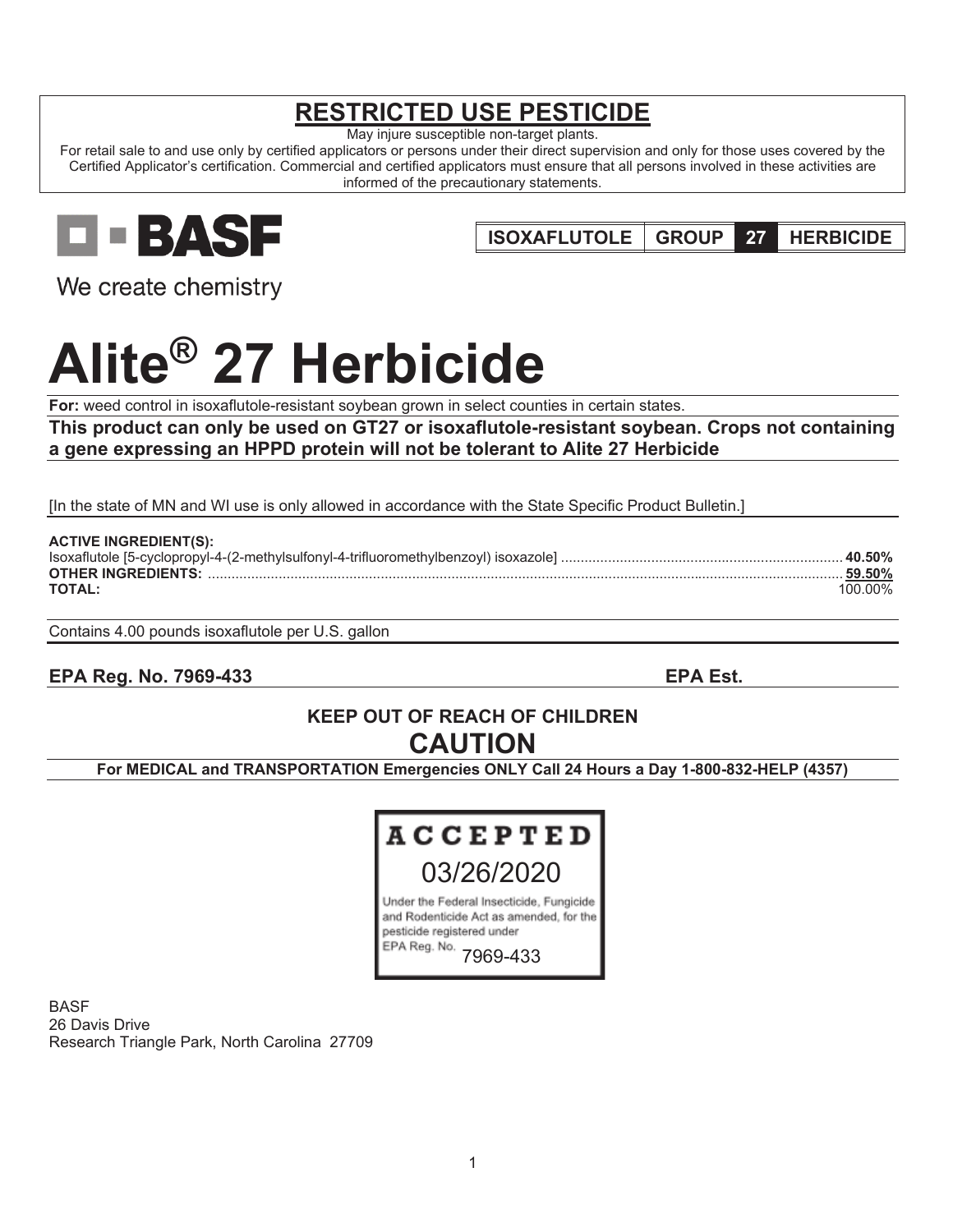# RESTRICTED USE PESTICIDE

May injure susceptible non-target plants.

For retail sale to and use only by certified applicators or persons under their direct supervision and only for those uses covered by the Certified Applicator's certification. Commercial and certified applicators must ensure that all persons involved in these activities are informed of the precautionary statements.

BASF

We create chemistry

| ISOXAFLUTOLE | GROUP | 27 | HERBICIDE |
|---|---|---|---|

# Alite® 27 Herbicide

**For:** weed control in isoxaflutole-resistant soybean grown in select counties in certain states.

**This product can only be used on GT27 or isoxaflutole-resistant soybean. Crops not containing a gene expressing an HPPD protein will not be tolerant to Alite 27 Herbicide**

[In the state of MN and WI use is only allowed in accordance with the State Specific Product Bulletin.]

**ACTIVE INGREDIENT(S):**

Isoxaflutole [5-cyclopropyl-4-(2-methylsulfonyl-4-trifluoromethylbenzoyl) isoxazole] ........ **40.50%**
**OTHER INGREDIENTS:** ........ **59.50%**
**TOTAL:** ........ 100.00%

Contains 4.00 pounds isoxaflutole per U.S. gallon

**EPA Reg. No. 7969-433** **EPA Est.**

**KEEP OUT OF REACH OF CHILDREN**

**CAUTION**

**For MEDICAL and TRANSPORTATION Emergencies ONLY Call 24 Hours a Day 1-800-832-HELP (4357)**

**ACCEPTED**
03/26/2020
Under the Federal Insecticide, Fungicide and Rodenticide Act as amended, for the pesticide registered under EPA Reg. No. 7969-433

BASF
26 Davis Drive
Research Triangle Park, North Carolina 27709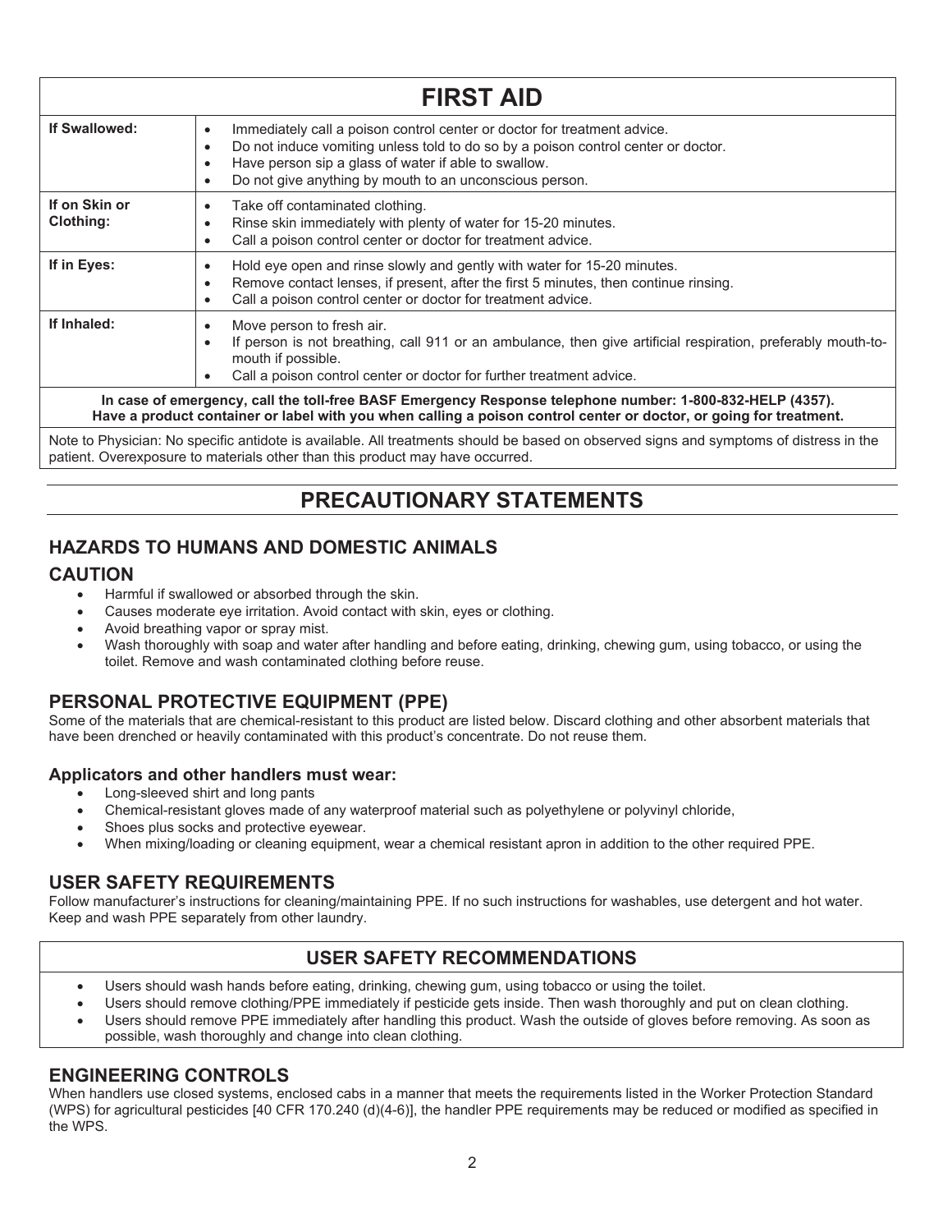# FIRST AID

| | |
|---|---|
| **If Swallowed:** | • Immediately call a poison control center or doctor for treatment advice.<br>• Do not induce vomiting unless told to do so by a poison control center or doctor.<br>• Have person sip a glass of water if able to swallow.<br>• Do not give anything by mouth to an unconscious person. |
| **If on Skin or Clothing:** | • Take off contaminated clothing.<br>• Rinse skin immediately with plenty of water for 15-20 minutes.<br>• Call a poison control center or doctor for treatment advice. |
| **If in Eyes:** | • Hold eye open and rinse slowly and gently with water for 15-20 minutes.<br>• Remove contact lenses, if present, after the first 5 minutes, then continue rinsing.<br>• Call a poison control center or doctor for treatment advice. |
| **If Inhaled:** | • Move person to fresh air.<br>• If person is not breathing, call 911 or an ambulance, then give artificial respiration, preferably mouth-to-mouth if possible.<br>• Call a poison control center or doctor for further treatment advice. |

**In case of emergency, call the toll-free BASF Emergency Response telephone number: 1-800-832-HELP (4357). Have a product container or label with you when calling a poison control center or doctor, or going for treatment.**

Note to Physician: No specific antidote is available. All treatments should be based on observed signs and symptoms of distress in the patient. Overexposure to materials other than this product may have occurred.

# PRECAUTIONARY STATEMENTS

## HAZARDS TO HUMANS AND DOMESTIC ANIMALS

## CAUTION

- Harmful if swallowed or absorbed through the skin.
- Causes moderate eye irritation. Avoid contact with skin, eyes or clothing.
- Avoid breathing vapor or spray mist.
- Wash thoroughly with soap and water after handling and before eating, drinking, chewing gum, using tobacco, or using the toilet. Remove and wash contaminated clothing before reuse.

## PERSONAL PROTECTIVE EQUIPMENT (PPE)

Some of the materials that are chemical-resistant to this product are listed below. Discard clothing and other absorbent materials that have been drenched or heavily contaminated with this product's concentrate. Do not reuse them.

### Applicators and other handlers must wear:

- Long-sleeved shirt and long pants
- Chemical-resistant gloves made of any waterproof material such as polyethylene or polyvinyl chloride,
- Shoes plus socks and protective eyewear.
- When mixing/loading or cleaning equipment, wear a chemical resistant apron in addition to the other required PPE.

## USER SAFETY REQUIREMENTS

Follow manufacturer's instructions for cleaning/maintaining PPE. If no such instructions for washables, use detergent and hot water. Keep and wash PPE separately from other laundry.

## USER SAFETY RECOMMENDATIONS

- Users should wash hands before eating, drinking, chewing gum, using tobacco or using the toilet.
- Users should remove clothing/PPE immediately if pesticide gets inside. Then wash thoroughly and put on clean clothing.
- Users should remove PPE immediately after handling this product. Wash the outside of gloves before removing. As soon as possible, wash thoroughly and change into clean clothing.

## ENGINEERING CONTROLS

When handlers use closed systems, enclosed cabs in a manner that meets the requirements listed in the Worker Protection Standard (WPS) for agricultural pesticides [40 CFR 170.240 (d)(4-6)], the handler PPE requirements may be reduced or modified as specified in the WPS.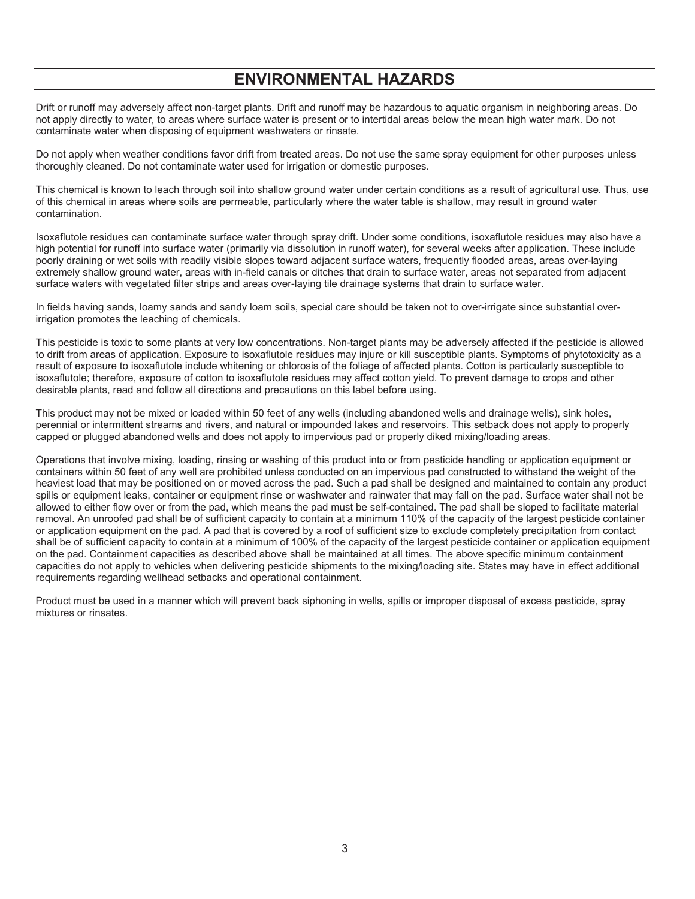# ENVIRONMENTAL HAZARDS

Drift or runoff may adversely affect non-target plants. Drift and runoff may be hazardous to aquatic organism in neighboring areas. Do not apply directly to water, to areas where surface water is present or to intertidal areas below the mean high water mark. Do not contaminate water when disposing of equipment washwaters or rinsate.

Do not apply when weather conditions favor drift from treated areas. Do not use the same spray equipment for other purposes unless thoroughly cleaned. Do not contaminate water used for irrigation or domestic purposes.

This chemical is known to leach through soil into shallow ground water under certain conditions as a result of agricultural use. Thus, use of this chemical in areas where soils are permeable, particularly where the water table is shallow, may result in ground water contamination.

Isoxaflutole residues can contaminate surface water through spray drift. Under some conditions, isoxaflutole residues may also have a high potential for runoff into surface water (primarily via dissolution in runoff water), for several weeks after application. These include poorly draining or wet soils with readily visible slopes toward adjacent surface waters, frequently flooded areas, areas over-laying extremely shallow ground water, areas with in-field canals or ditches that drain to surface water, areas not separated from adjacent surface waters with vegetated filter strips and areas over-laying tile drainage systems that drain to surface water.

In fields having sands, loamy sands and sandy loam soils, special care should be taken not to over-irrigate since substantial over-irrigation promotes the leaching of chemicals.

This pesticide is toxic to some plants at very low concentrations. Non-target plants may be adversely affected if the pesticide is allowed to drift from areas of application. Exposure to isoxaflutole residues may injure or kill susceptible plants. Symptoms of phytotoxicity as a result of exposure to isoxaflutole include whitening or chlorosis of the foliage of affected plants. Cotton is particularly susceptible to isoxaflutole; therefore, exposure of cotton to isoxaflutole residues may affect cotton yield. To prevent damage to crops and other desirable plants, read and follow all directions and precautions on this label before using.

This product may not be mixed or loaded within 50 feet of any wells (including abandoned wells and drainage wells), sink holes, perennial or intermittent streams and rivers, and natural or impounded lakes and reservoirs. This setback does not apply to properly capped or plugged abandoned wells and does not apply to impervious pad or properly diked mixing/loading areas.

Operations that involve mixing, loading, rinsing or washing of this product into or from pesticide handling or application equipment or containers within 50 feet of any well are prohibited unless conducted on an impervious pad constructed to withstand the weight of the heaviest load that may be positioned on or moved across the pad. Such a pad shall be designed and maintained to contain any product spills or equipment leaks, container or equipment rinse or washwater and rainwater that may fall on the pad. Surface water shall not be allowed to either flow over or from the pad, which means the pad must be self-contained. The pad shall be sloped to facilitate material removal. An unroofed pad shall be of sufficient capacity to contain at a minimum 110% of the capacity of the largest pesticide container or application equipment on the pad. A pad that is covered by a roof of sufficient size to exclude completely precipitation from contact shall be of sufficient capacity to contain at a minimum of 100% of the capacity of the largest pesticide container or application equipment on the pad. Containment capacities as described above shall be maintained at all times. The above specific minimum containment capacities do not apply to vehicles when delivering pesticide shipments to the mixing/loading site. States may have in effect additional requirements regarding wellhead setbacks and operational containment.

Product must be used in a manner which will prevent back siphoning in wells, spills or improper disposal of excess pesticide, spray mixtures or rinsates.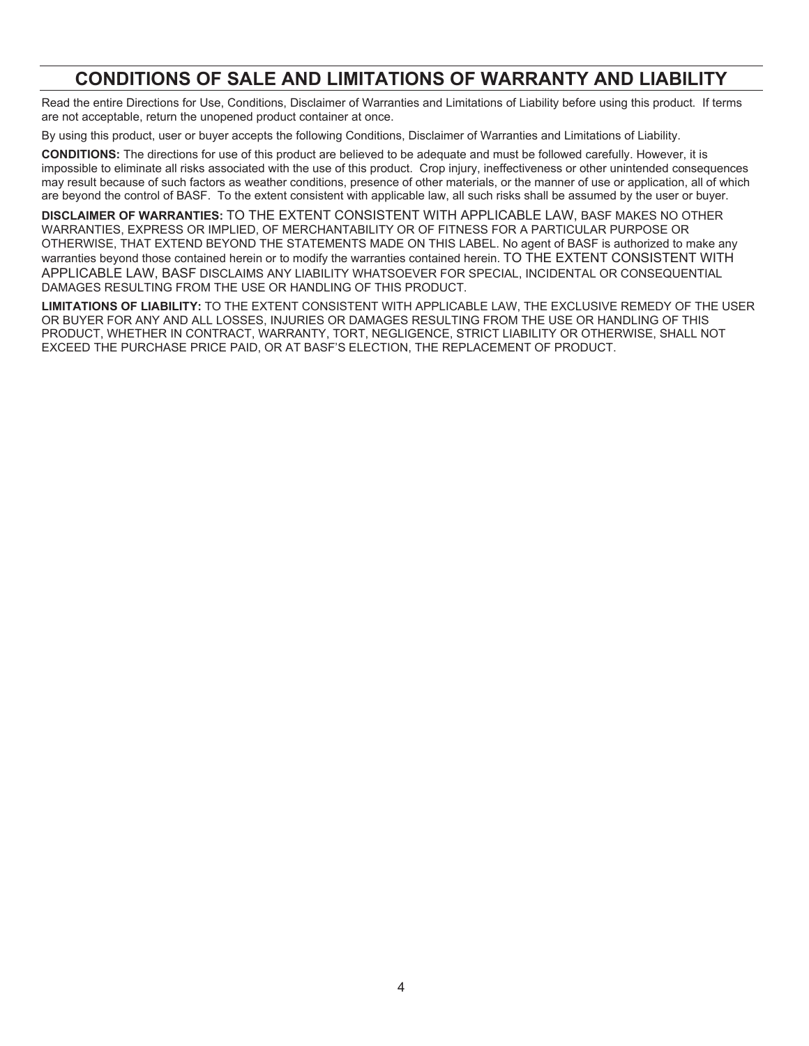# CONDITIONS OF SALE AND LIMITATIONS OF WARRANTY AND LIABILITY

Read the entire Directions for Use, Conditions, Disclaimer of Warranties and Limitations of Liability before using this product. If terms are not acceptable, return the unopened product container at once.

By using this product, user or buyer accepts the following Conditions, Disclaimer of Warranties and Limitations of Liability.

**CONDITIONS:** The directions for use of this product are believed to be adequate and must be followed carefully. However, it is impossible to eliminate all risks associated with the use of this product. Crop injury, ineffectiveness or other unintended consequences may result because of such factors as weather conditions, presence of other materials, or the manner of use or application, all of which are beyond the control of BASF. To the extent consistent with applicable law, all such risks shall be assumed by the user or buyer.

**DISCLAIMER OF WARRANTIES:** TO THE EXTENT CONSISTENT WITH APPLICABLE LAW, BASF MAKES NO OTHER WARRANTIES, EXPRESS OR IMPLIED, OF MERCHANTABILITY OR OF FITNESS FOR A PARTICULAR PURPOSE OR OTHERWISE, THAT EXTEND BEYOND THE STATEMENTS MADE ON THIS LABEL. No agent of BASF is authorized to make any warranties beyond those contained herein or to modify the warranties contained herein. TO THE EXTENT CONSISTENT WITH APPLICABLE LAW, BASF DISCLAIMS ANY LIABILITY WHATSOEVER FOR SPECIAL, INCIDENTAL OR CONSEQUENTIAL DAMAGES RESULTING FROM THE USE OR HANDLING OF THIS PRODUCT.

**LIMITATIONS OF LIABILITY:** TO THE EXTENT CONSISTENT WITH APPLICABLE LAW, THE EXCLUSIVE REMEDY OF THE USER OR BUYER FOR ANY AND ALL LOSSES, INJURIES OR DAMAGES RESULTING FROM THE USE OR HANDLING OF THIS PRODUCT, WHETHER IN CONTRACT, WARRANTY, TORT, NEGLIGENCE, STRICT LIABILITY OR OTHERWISE, SHALL NOT EXCEED THE PURCHASE PRICE PAID, OR AT BASF'S ELECTION, THE REPLACEMENT OF PRODUCT.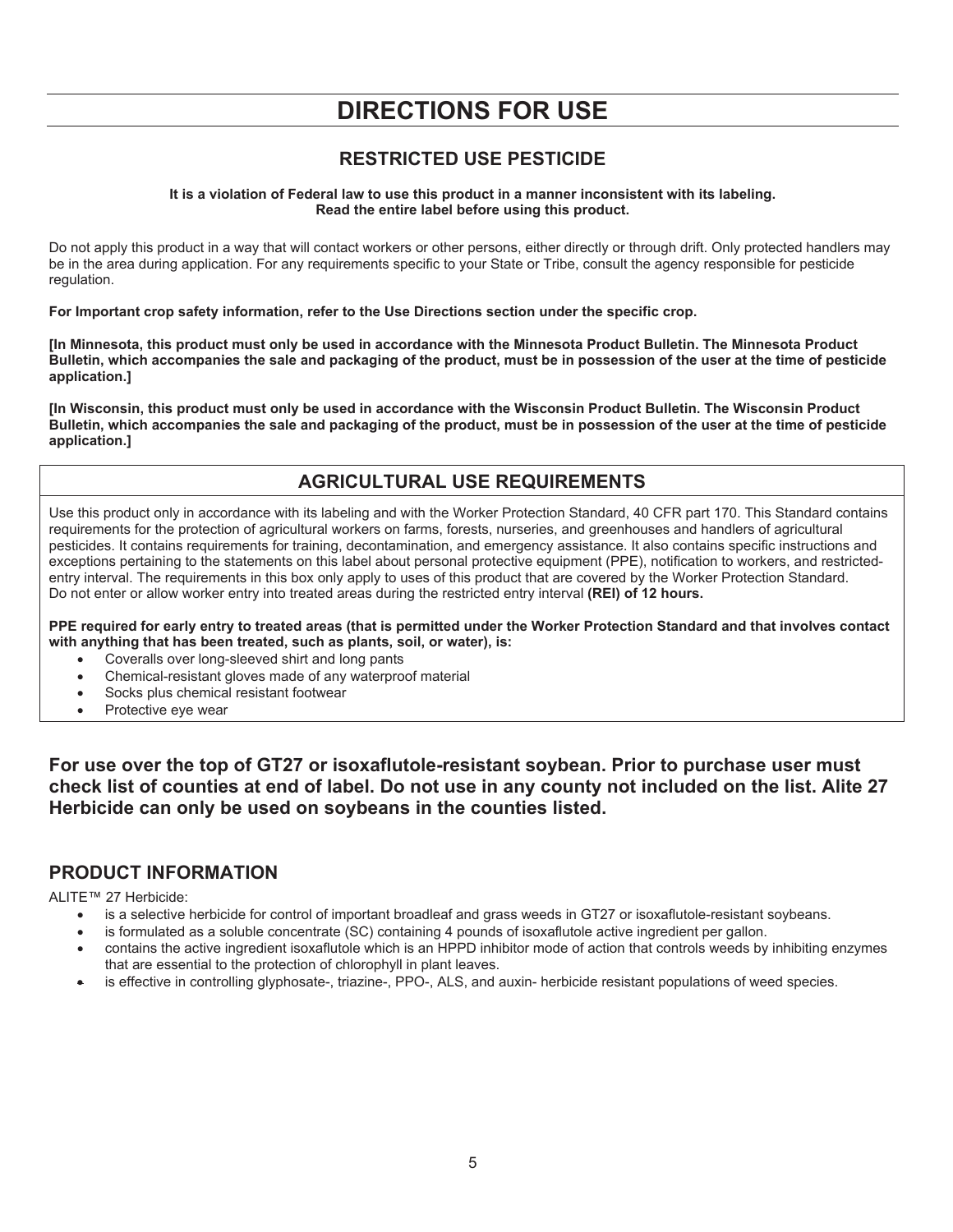# DIRECTIONS FOR USE

## RESTRICTED USE PESTICIDE

**It is a violation of Federal law to use this product in a manner inconsistent with its labeling.**
**Read the entire label before using this product.**

Do not apply this product in a way that will contact workers or other persons, either directly or through drift. Only protected handlers may be in the area during application. For any requirements specific to your State or Tribe, consult the agency responsible for pesticide regulation.

**For Important crop safety information, refer to the Use Directions section under the specific crop.**

**[In Minnesota, this product must only be used in accordance with the Minnesota Product Bulletin. The Minnesota Product Bulletin, which accompanies the sale and packaging of the product, must be in possession of the user at the time of pesticide application.]**

**[In Wisconsin, this product must only be used in accordance with the Wisconsin Product Bulletin. The Wisconsin Product Bulletin, which accompanies the sale and packaging of the product, must be in possession of the user at the time of pesticide application.]**

## AGRICULTURAL USE REQUIREMENTS

Use this product only in accordance with its labeling and with the Worker Protection Standard, 40 CFR part 170. This Standard contains requirements for the protection of agricultural workers on farms, forests, nurseries, and greenhouses and handlers of agricultural pesticides. It contains requirements for training, decontamination, and emergency assistance. It also contains specific instructions and exceptions pertaining to the statements on this label about personal protective equipment (PPE), notification to workers, and restricted-entry interval. The requirements in this box only apply to uses of this product that are covered by the Worker Protection Standard.
Do not enter or allow worker entry into treated areas during the restricted entry interval **(REI) of 12 hours.**

**PPE required for early entry to treated areas (that is permitted under the Worker Protection Standard and that involves contact with anything that has been treated, such as plants, soil, or water), is:**

- Coveralls over long-sleeved shirt and long pants
- Chemical-resistant gloves made of any waterproof material
- Socks plus chemical resistant footwear
- Protective eye wear

**For use over the top of GT27 or isoxaflutole-resistant soybean. Prior to purchase user must check list of counties at end of label. Do not use in any county not included on the list. Alite 27 Herbicide can only be used on soybeans in the counties listed.**

## PRODUCT INFORMATION

ALITE™ 27 Herbicide:

- is a selective herbicide for control of important broadleaf and grass weeds in GT27 or isoxaflutole-resistant soybeans.
- is formulated as a soluble concentrate (SC) containing 4 pounds of isoxaflutole active ingredient per gallon.
- contains the active ingredient isoxaflutole which is an HPPD inhibitor mode of action that controls weeds by inhibiting enzymes that are essential to the protection of chlorophyll in plant leaves.
- is effective in controlling glyphosate-, triazine-, PPO-, ALS, and auxin- herbicide resistant populations of weed species.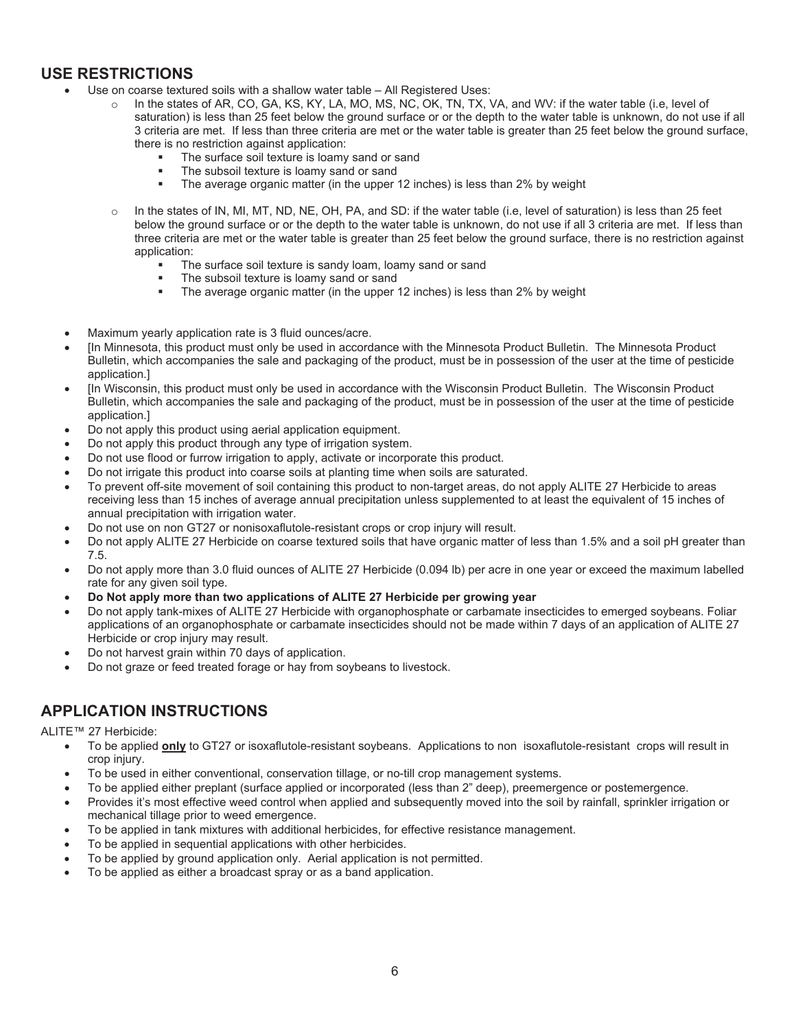## USE RESTRICTIONS

- Use on coarse textured soils with a shallow water table – All Registered Uses:
  - In the states of AR, CO, GA, KS, KY, LA, MO, MS, NC, OK, TN, TX, VA, and WV: if the water table (i.e, level of saturation) is less than 25 feet below the ground surface or or the depth to the water table is unknown, do not use if all 3 criteria are met. If less than three criteria are met or the water table is greater than 25 feet below the ground surface, there is no restriction against application:
    - The surface soil texture is loamy sand or sand
    - The subsoil texture is loamy sand or sand
    - The average organic matter (in the upper 12 inches) is less than 2% by weight
  - In the states of IN, MI, MT, ND, NE, OH, PA, and SD: if the water table (i.e, level of saturation) is less than 25 feet below the ground surface or or the depth to the water table is unknown, do not use if all 3 criteria are met. If less than three criteria are met or the water table is greater than 25 feet below the ground surface, there is no restriction against application:
    - The surface soil texture is sandy loam, loamy sand or sand
    - The subsoil texture is loamy sand or sand
    - The average organic matter (in the upper 12 inches) is less than 2% by weight
- Maximum yearly application rate is 3 fluid ounces/acre.
- [In Minnesota, this product must only be used in accordance with the Minnesota Product Bulletin. The Minnesota Product Bulletin, which accompanies the sale and packaging of the product, must be in possession of the user at the time of pesticide application.]
- [In Wisconsin, this product must only be used in accordance with the Wisconsin Product Bulletin. The Wisconsin Product Bulletin, which accompanies the sale and packaging of the product, must be in possession of the user at the time of pesticide application.]
- Do not apply this product using aerial application equipment.
- Do not apply this product through any type of irrigation system.
- Do not use flood or furrow irrigation to apply, activate or incorporate this product.
- Do not irrigate this product into coarse soils at planting time when soils are saturated.
- To prevent off-site movement of soil containing this product to non-target areas, do not apply ALITE 27 Herbicide to areas receiving less than 15 inches of average annual precipitation unless supplemented to at least the equivalent of 15 inches of annual precipitation with irrigation water.
- Do not use on non GT27 or nonisoxaflutole-resistant crops or crop injury will result.
- Do not apply ALITE 27 Herbicide on coarse textured soils that have organic matter of less than 1.5% and a soil pH greater than 7.5.
- Do not apply more than 3.0 fluid ounces of ALITE 27 Herbicide (0.094 lb) per acre in one year or exceed the maximum labelled rate for any given soil type.
- **Do Not apply more than two applications of ALITE 27 Herbicide per growing year**
- Do not apply tank-mixes of ALITE 27 Herbicide with organophosphate or carbamate insecticides to emerged soybeans. Foliar applications of an organophosphate or carbamate insecticides should not be made within 7 days of an application of ALITE 27 Herbicide or crop injury may result.
- Do not harvest grain within 70 days of application.
- Do not graze or feed treated forage or hay from soybeans to livestock.

## APPLICATION INSTRUCTIONS

ALITE™ 27 Herbicide:

- To be applied **only** to GT27 or isoxaflutole-resistant soybeans. Applications to non isoxaflutole-resistant crops will result in crop injury.
- To be used in either conventional, conservation tillage, or no-till crop management systems.
- To be applied either preplant (surface applied or incorporated (less than 2" deep), preemergence or postemergence.
- Provides it's most effective weed control when applied and subsequently moved into the soil by rainfall, sprinkler irrigation or mechanical tillage prior to weed emergence.
- To be applied in tank mixtures with additional herbicides, for effective resistance management.
- To be applied in sequential applications with other herbicides.
- To be applied by ground application only. Aerial application is not permitted.
- To be applied as either a broadcast spray or as a band application.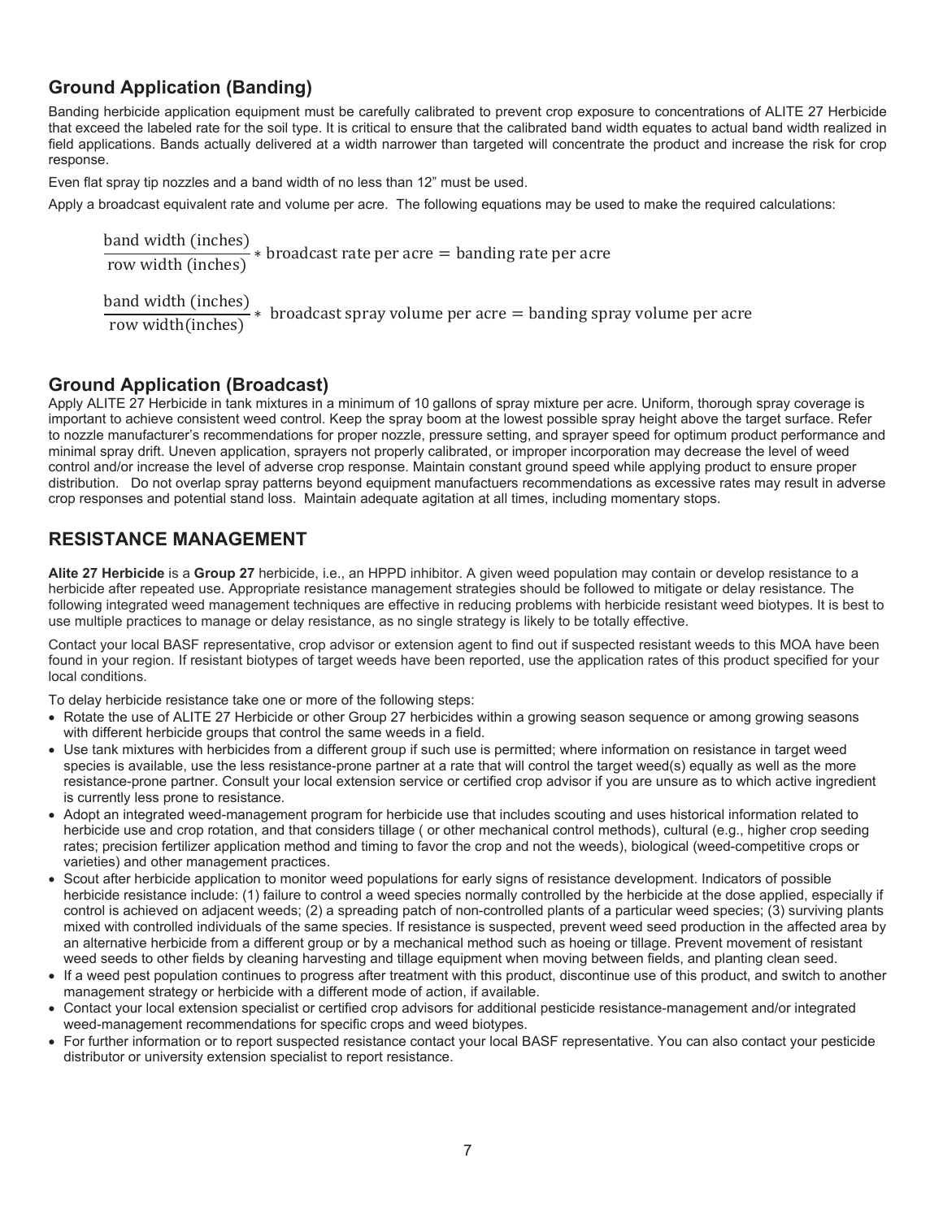## Ground Application (Banding)

Banding herbicide application equipment must be carefully calibrated to prevent crop exposure to concentrations of ALITE 27 Herbicide that exceed the labeled rate for the soil type. It is critical to ensure that the calibrated band width equates to actual band width realized in field applications. Bands actually delivered at a width narrower than targeted will concentrate the product and increase the risk for crop response.

Even flat spray tip nozzles and a band width of no less than 12" must be used.

Apply a broadcast equivalent rate and volume per acre. The following equations may be used to make the required calculations:

$$\frac{\text{band width (inches)}}{\text{row width (inches)}} * \text{broadcast rate per acre} = \text{banding rate per acre}$$

$$\frac{\text{band width (inches)}}{\text{row width(inches)}} * \text{ broadcast spray volume per acre} = \text{banding spray volume per acre}$$

## Ground Application (Broadcast)

Apply ALITE 27 Herbicide in tank mixtures in a minimum of 10 gallons of spray mixture per acre. Uniform, thorough spray coverage is important to achieve consistent weed control. Keep the spray boom at the lowest possible spray height above the target surface. Refer to nozzle manufacturer's recommendations for proper nozzle, pressure setting, and sprayer speed for optimum product performance and minimal spray drift. Uneven application, sprayers not properly calibrated, or improper incorporation may decrease the level of weed control and/or increase the level of adverse crop response. Maintain constant ground speed while applying product to ensure proper distribution. Do not overlap spray patterns beyond equipment manufactuers recommendations as excessive rates may result in adverse crop responses and potential stand loss. Maintain adequate agitation at all times, including momentary stops.

## RESISTANCE MANAGEMENT

**Alite 27 Herbicide** is a **Group 27** herbicide, i.e., an HPPD inhibitor. A given weed population may contain or develop resistance to a herbicide after repeated use. Appropriate resistance management strategies should be followed to mitigate or delay resistance. The following integrated weed management techniques are effective in reducing problems with herbicide resistant weed biotypes. It is best to use multiple practices to manage or delay resistance, as no single strategy is likely to be totally effective.

Contact your local BASF representative, crop advisor or extension agent to find out if suspected resistant weeds to this MOA have been found in your region. If resistant biotypes of target weeds have been reported, use the application rates of this product specified for your local conditions.

To delay herbicide resistance take one or more of the following steps:

- Rotate the use of ALITE 27 Herbicide or other Group 27 herbicides within a growing season sequence or among growing seasons with different herbicide groups that control the same weeds in a field.
- Use tank mixtures with herbicides from a different group if such use is permitted; where information on resistance in target weed species is available, use the less resistance-prone partner at a rate that will control the target weed(s) equally as well as the more resistance-prone partner. Consult your local extension service or certified crop advisor if you are unsure as to which active ingredient is currently less prone to resistance.
- Adopt an integrated weed-management program for herbicide use that includes scouting and uses historical information related to herbicide use and crop rotation, and that considers tillage ( or other mechanical control methods), cultural (e.g., higher crop seeding rates; precision fertilizer application method and timing to favor the crop and not the weeds), biological (weed-competitive crops or varieties) and other management practices.
- Scout after herbicide application to monitor weed populations for early signs of resistance development. Indicators of possible herbicide resistance include: (1) failure to control a weed species normally controlled by the herbicide at the dose applied, especially if control is achieved on adjacent weeds; (2) a spreading patch of non-controlled plants of a particular weed species; (3) surviving plants mixed with controlled individuals of the same species. If resistance is suspected, prevent weed seed production in the affected area by an alternative herbicide from a different group or by a mechanical method such as hoeing or tillage. Prevent movement of resistant weed seeds to other fields by cleaning harvesting and tillage equipment when moving between fields, and planting clean seed.
- If a weed pest population continues to progress after treatment with this product, discontinue use of this product, and switch to another management strategy or herbicide with a different mode of action, if available.
- Contact your local extension specialist or certified crop advisors for additional pesticide resistance-management and/or integrated weed-management recommendations for specific crops and weed biotypes.
- For further information or to report suspected resistance contact your local BASF representative. You can also contact your pesticide distributor or university extension specialist to report resistance.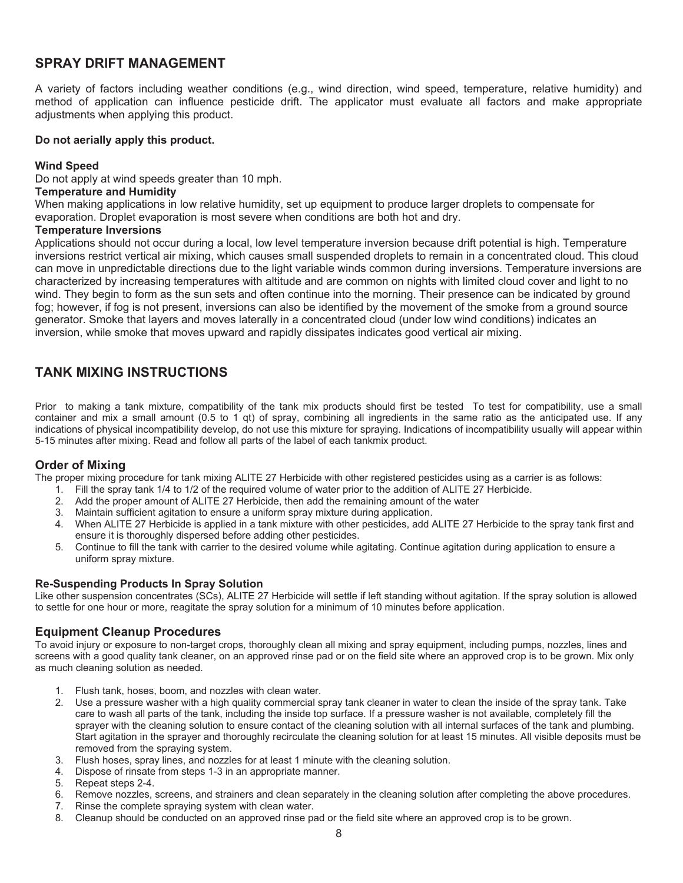## SPRAY DRIFT MANAGEMENT

A variety of factors including weather conditions (e.g., wind direction, wind speed, temperature, relative humidity) and method of application can influence pesticide drift. The applicator must evaluate all factors and make appropriate adjustments when applying this product.

**Do not aerially apply this product.**

**Wind Speed**
Do not apply at wind speeds greater than 10 mph.

**Temperature and Humidity**
When making applications in low relative humidity, set up equipment to produce larger droplets to compensate for evaporation. Droplet evaporation is most severe when conditions are both hot and dry.

**Temperature Inversions**
Applications should not occur during a local, low level temperature inversion because drift potential is high. Temperature inversions restrict vertical air mixing, which causes small suspended droplets to remain in a concentrated cloud. This cloud can move in unpredictable directions due to the light variable winds common during inversions. Temperature inversions are characterized by increasing temperatures with altitude and are common on nights with limited cloud cover and light to no wind. They begin to form as the sun sets and often continue into the morning. Their presence can be indicated by ground fog; however, if fog is not present, inversions can also be identified by the movement of the smoke from a ground source generator. Smoke that layers and moves laterally in a concentrated cloud (under low wind conditions) indicates an inversion, while smoke that moves upward and rapidly dissipates indicates good vertical air mixing.

## TANK MIXING INSTRUCTIONS

Prior to making a tank mixture, compatibility of the tank mix products should first be tested To test for compatibility, use a small container and mix a small amount (0.5 to 1 qt) of spray, combining all ingredients in the same ratio as the anticipated use. If any indications of physical incompatibility develop, do not use this mixture for spraying. Indications of incompatibility usually will appear within 5-15 minutes after mixing. Read and follow all parts of the label of each tankmix product.

### Order of Mixing

The proper mixing procedure for tank mixing ALITE 27 Herbicide with other registered pesticides using as a carrier is as follows:

1. Fill the spray tank 1/4 to 1/2 of the required volume of water prior to the addition of ALITE 27 Herbicide.
2. Add the proper amount of ALITE 27 Herbicide, then add the remaining amount of the water
3. Maintain sufficient agitation to ensure a uniform spray mixture during application.
4. When ALITE 27 Herbicide is applied in a tank mixture with other pesticides, add ALITE 27 Herbicide to the spray tank first and ensure it is thoroughly dispersed before adding other pesticides.
5. Continue to fill the tank with carrier to the desired volume while agitating. Continue agitation during application to ensure a uniform spray mixture.

**Re-Suspending Products In Spray Solution**
Like other suspension concentrates (SCs), ALITE 27 Herbicide will settle if left standing without agitation. If the spray solution is allowed to settle for one hour or more, reagitate the spray solution for a minimum of 10 minutes before application.

### Equipment Cleanup Procedures

To avoid injury or exposure to non-target crops, thoroughly clean all mixing and spray equipment, including pumps, nozzles, lines and screens with a good quality tank cleaner, on an approved rinse pad or on the field site where an approved crop is to be grown. Mix only as much cleaning solution as needed.

1. Flush tank, hoses, boom, and nozzles with clean water.
2. Use a pressure washer with a high quality commercial spray tank cleaner in water to clean the inside of the spray tank. Take care to wash all parts of the tank, including the inside top surface. If a pressure washer is not available, completely fill the sprayer with the cleaning solution to ensure contact of the cleaning solution with all internal surfaces of the tank and plumbing. Start agitation in the sprayer and thoroughly recirculate the cleaning solution for at least 15 minutes. All visible deposits must be removed from the spraying system.
3. Flush hoses, spray lines, and nozzles for at least 1 minute with the cleaning solution.
4. Dispose of rinsate from steps 1-3 in an appropriate manner.
5. Repeat steps 2-4.
6. Remove nozzles, screens, and strainers and clean separately in the cleaning solution after completing the above procedures.
7. Rinse the complete spraying system with clean water.
8. Cleanup should be conducted on an approved rinse pad or the field site where an approved crop is to be grown.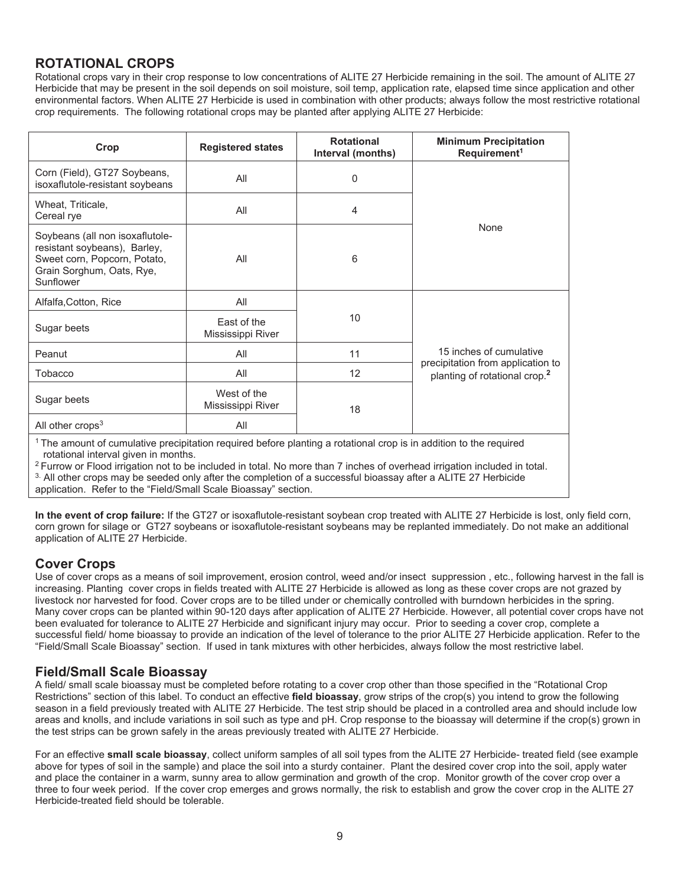## ROTATIONAL CROPS

Rotational crops vary in their crop response to low concentrations of ALITE 27 Herbicide remaining in the soil. The amount of ALITE 27 Herbicide that may be present in the soil depends on soil moisture, soil temp, application rate, elapsed time since application and other environmental factors. When ALITE 27 Herbicide is used in combination with other products; always follow the most restrictive rotational crop requirements. The following rotational crops may be planted after applying ALITE 27 Herbicide:

| Crop | Registered states | Rotational Interval (months) | Minimum Precipitation Requirement[1] |
|---|---|---|---|
| Corn (Field), GT27 Soybeans, isoxaflutole-resistant soybeans | All | 0 | None |
| Wheat, Triticale, Cereal rye | All | 4 | |
| Soybeans (all non isoxaflutole-resistant soybeans), Barley, Sweet corn, Popcorn, Potato, Grain Sorghum, Oats, Rye, Sunflower | All | 6 | |
| Alfalfa,Cotton, Rice | All | 10 | 15 inches of cumulative precipitation from application to planting of rotational crop.[2] |
| Sugar beets | East of the Mississippi River | | |
| Peanut | All | 11 | |
| Tobacco | All | 12 | |
| Sugar beets | West of the Mississippi River | 18 | |
| All other crops[3] | All | | |

[1] The amount of cumulative precipitation required before planting a rotational crop is in addition to the required rotational interval given in months.

[2] Furrow or Flood irrigation not to be included in total. No more than 7 inches of overhead irrigation included in total.

[3] All other crops may be seeded only after the completion of a successful bioassay after a ALITE 27 Herbicide application. Refer to the "Field/Small Scale Bioassay" section.

**In the event of crop failure:** If the GT27 or isoxaflutole-resistant soybean crop treated with ALITE 27 Herbicide is lost, only field corn, corn grown for silage or GT27 soybeans or isoxaflutole-resistant soybeans may be replanted immediately. Do not make an additional application of ALITE 27 Herbicide.

## Cover Crops

Use of cover crops as a means of soil improvement, erosion control, weed and/or insect suppression , etc., following harvest in the fall is increasing. Planting cover crops in fields treated with ALITE 27 Herbicide is allowed as long as these cover crops are not grazed by livestock nor harvested for food. Cover crops are to be tilled under or chemically controlled with burndown herbicides in the spring. Many cover crops can be planted within 90-120 days after application of ALITE 27 Herbicide. However, all potential cover crops have not been evaluated for tolerance to ALITE 27 Herbicide and significant injury may occur. Prior to seeding a cover crop, complete a successful field/ home bioassay to provide an indication of the level of tolerance to the prior ALITE 27 Herbicide application. Refer to the "Field/Small Scale Bioassay" section. If used in tank mixtures with other herbicides, always follow the most restrictive label.

## Field/Small Scale Bioassay

A field/ small scale bioassay must be completed before rotating to a cover crop other than those specified in the "Rotational Crop Restrictions" section of this label. To conduct an effective **field bioassay**, grow strips of the crop(s) you intend to grow the following season in a field previously treated with ALITE 27 Herbicide. The test strip should be placed in a controlled area and should include low areas and knolls, and include variations in soil such as type and pH. Crop response to the bioassay will determine if the crop(s) grown in the test strips can be grown safely in the areas previously treated with ALITE 27 Herbicide.

For an effective **small scale bioassay**, collect uniform samples of all soil types from the ALITE 27 Herbicide- treated field (see example above for types of soil in the sample) and place the soil into a sturdy container. Plant the desired cover crop into the soil, apply water and place the container in a warm, sunny area to allow germination and growth of the crop. Monitor growth of the cover crop over a three to four week period. If the cover crop emerges and grows normally, the risk to establish and grow the cover crop in the ALITE 27 Herbicide-treated field should be tolerable.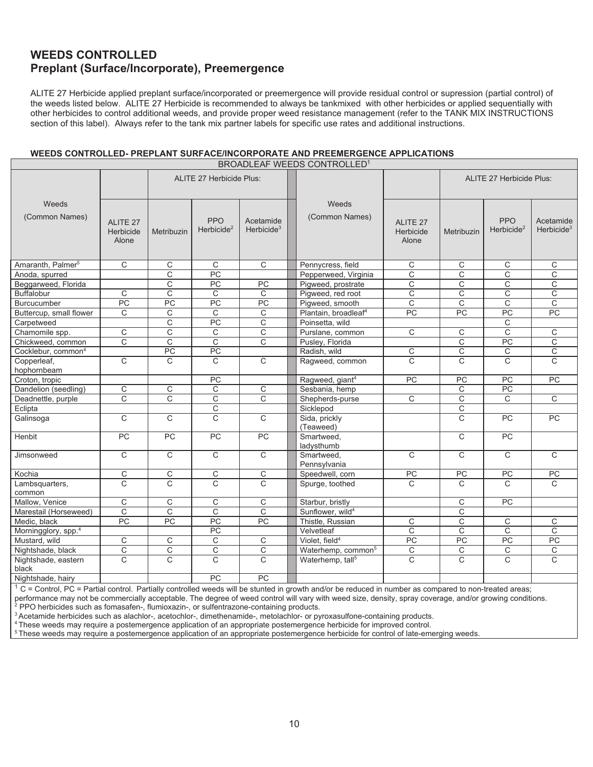## WEEDS CONTROLLED
## Preplant (Surface/Incorporate), Preemergence

ALITE 27 Herbicide applied preplant surface/incorporated or preemergence will provide residual control or supression (partial control) of the weeds listed below. ALITE 27 Herbicide is recommended to always be tankmixed with other herbicides or applied sequentially with other herbicides to control additional weeds, and provide proper weed resistance management (refer to the TANK MIX INSTRUCTIONS section of this label). Always refer to the tank mix partner labels for specific use rates and additional instructions.

**WEEDS CONTROLLED- PREPLANT SURFACE/INCORPORATE AND PREEMERGENCE APPLICATIONS**

| BROADLEAF WEEDS CONTROLLED[1] | | | | | | | | | |
|---|---|---|---|---|---|---|---|---|---|
| | | ALITE 27 Herbicide Plus: | | | | | ALITE 27 Herbicide Plus: | | |
| Weeds (Common Names) | ALITE 27 Herbicide Alone | Metribuzin | PPO Herbicide[2] | Acetamide Herbicide[3] | Weeds (Common Names) | ALITE 27 Herbicide Alone | Metribuzin | PPO Herbicide[2] | Acetamide Herbicide[3] |
| Amaranth, Palmer[5] | C | C | C | C | Pennycress, field | C | C | C | C |
| Anoda, spurred | | C | PC | | Pepperweed, Virginia | C | C | C | C |
| Beggarweed, Florida | | C | PC | PC | Pigweed, prostrate | C | C | C | C |
| Buffalobur | C | C | C | C | Pigweed, red root | C | C | C | C |
| Burcucumber | PC | PC | PC | PC | Pigweed, smooth | C | C | C | C |
| Buttercup, small flower | C | C | C | C | Plantain, broadleaf[4] | PC | PC | PC | PC |
| Carpetweed | | C | PC | C | Poinsetta, wild | | | C | |
| Chamomile spp. | C | C | C | C | Purslane, common | C | C | C | C |
| Chickweed, common | C | C | C | C | Pusley, Florida | | C | PC | C |
| Cocklebur, common[4] | | PC | PC | | Radish, wild | C | C | C | C |
| Copperleaf, hophornbeam | C | C | C | C | Ragweed, common | C | C | C | C |
| Croton, tropic | | | PC | | Ragweed, giant[4] | PC | PC | PC | PC |
| Dandelion (seedling) | C | C | C | C | Sesbania, hemp | | C | PC | |
| Deadnettle, purple | C | C | C | C | Shepherds-purse | C | C | C | C |
| Eclipta | | | C | | Sicklepod | | C | | |
| Galinsoga | C | C | C | C | Sida, prickly (Teaweed) | | C | PC | PC |
| Henbit | PC | PC | PC | PC | Smartweed, ladysthumb | | C | PC | |
| Jimsonweed | C | C | C | C | Smartweed, Pennsylvania | C | C | C | C |
| Kochia | C | C | C | C | Speedwell, corn | PC | PC | PC | PC |
| Lambsquarters, common | C | C | C | C | Spurge, toothed | C | C | C | C |
| Mallow, Venice | C | C | C | C | Starbur, bristly | | C | PC | |
| Marestail (Horseweed) | C | C | C | C | Sunflower, wild[4] | | C | | |
| Medic, black | PC | PC | PC | PC | Thistle, Russian | C | C | C | C |
| Morningglory, spp.[4] | | | PC | | Velvetleaf | C | C | C | C |
| Mustard, wild | C | C | C | C | Violet, field[4] | PC | PC | PC | PC |
| Nightshade, black | C | C | C | C | Waterhemp, common[5] | C | C | C | C |
| Nightshade, eastern black | C | C | C | C | Waterhemp, tall[5] | C | C | C | C |
| Nightshade, hairy | | | PC | PC | | | | | |

[1] C = Control, PC = Partial control. Partially controlled weeds will be stunted in growth and/or be reduced in number as compared to non-treated areas; performance may not be commercially acceptable. The degree of weed control will vary with weed size, density, spray coverage, and/or growing conditions.
[2] PPO herbicides such as fomasafen-, flumioxazin-, or sulfentrazone-containing products.
[3] Acetamide herbicides such as alachlor-, acetochlor-, dimethenamide-, metolachlor- or pyroxasulfone-containing products.
[4] These weeds may require a postemergence application of an appropriate postemergence herbicide for improved control.
[5] These weeds may require a postemergence application of an appropriate postemergence herbicide for control of late-emerging weeds.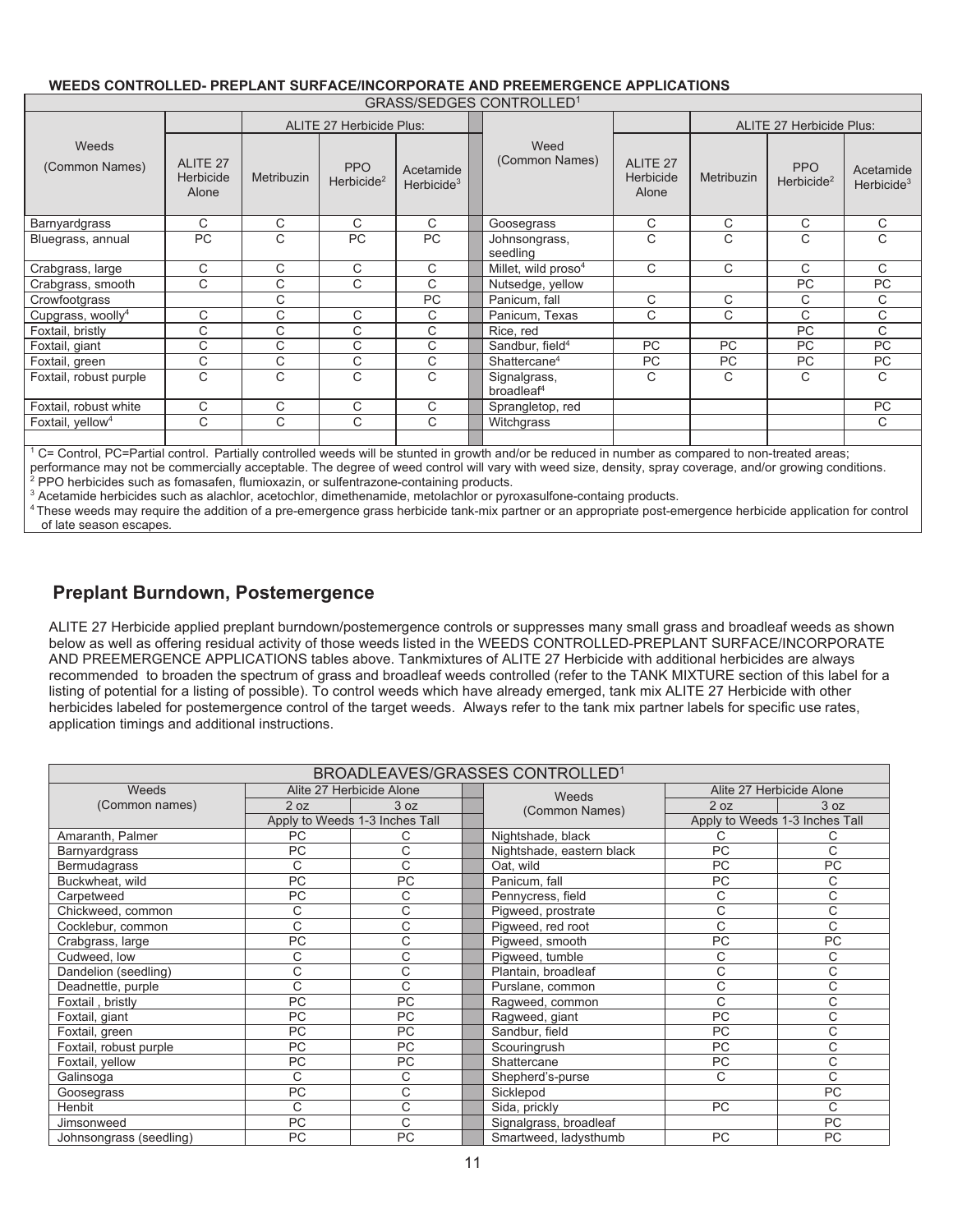**WEEDS CONTROLLED- PREPLANT SURFACE/INCORPORATE AND PREEMERGENCE APPLICATIONS**

| GRASS/SEDGES CONTROLLED[1] | | | | | | | | | |
|---|---|---|---|---|---|---|---|---|---|
| Weeds (Common Names) | | ALITE 27 Herbicide Plus: | | | Weed (Common Names) | | ALITE 27 Herbicide Plus: | | |
| | ALITE 27 Herbicide Alone | Metribuzin | PPO Herbicide[2] | Acetamide Herbicide[3] | | ALITE 27 Herbicide Alone | Metribuzin | PPO Herbicide[2] | Acetamide Herbicide[3] |
| Barnyardgrass | C | C | C | C | Goosegrass | C | C | C | C |
| Bluegrass, annual | PC | C | PC | PC | Johnsongrass, seedling | C | C | C | C |
| Crabgrass, large | C | C | C | C | Millet, wild proso[4] | C | C | C | C |
| Crabgrass, smooth | C | C | C | C | Nutsedge, yellow | | | PC | PC |
| Crowfootgrass | | C | | PC | Panicum, fall | C | C | C | C |
| Cupgrass, woolly[4] | C | C | C | C | Panicum, Texas | C | C | C | C |
| Foxtail, bristly | C | C | C | C | Rice, red | | | PC | C |
| Foxtail, giant | C | C | C | C | Sandbur, field[4] | PC | PC | PC | PC |
| Foxtail, green | C | C | C | C | Shattercane[4] | PC | PC | PC | PC |
| Foxtail, robust purple | C | C | C | C | Signalgrass, broadleaf[4] | C | C | C | C |
| Foxtail, robust white | C | C | C | C | Sprangletop, red | | | | PC |
| Foxtail, yellow[4] | C | C | C | C | Witchgrass | | | | C |

[1] C= Control, PC=Partial control. Partially controlled weeds will be stunted in growth and/or be reduced in number as compared to non-treated areas; performance may not be commercially acceptable. The degree of weed control will vary with weed size, density, spray coverage, and/or growing conditions.
[2] PPO herbicides such as fomasafen, flumioxazin, or sulfentrazone-containing products.
[3] Acetamide herbicides such as alachlor, acetochlor, dimethenamide, metolachlor or pyroxasulfone-containg products.
[4] These weeds may require the addition of a pre-emergence grass herbicide tank-mix partner or an appropriate post-emergence herbicide application for control of late season escapes.

## Preplant Burndown, Postemergence

ALITE 27 Herbicide applied preplant burndown/postemergence controls or suppresses many small grass and broadleaf weeds as shown below as well as offering residual activity of those weeds listed in the WEEDS CONTROLLED-PREPLANT SURFACE/INCORPORATE AND PREEMERGENCE APPLICATIONS tables above. Tankmixtures of ALITE 27 Herbicide with additional herbicides are always recommended to broaden the spectrum of grass and broadleaf weeds controlled (refer to the TANK MIXTURE section of this label for a listing of potential for a listing of possible). To control weeds which have already emerged, tank mix ALITE 27 Herbicide with other herbicides labeled for postemergence control of the target weeds. Always refer to the tank mix partner labels for specific use rates, application timings and additional instructions.

| BROADLEAVES/GRASSES CONTROLLED[1] | | | | | |
|---|---|---|---|---|---|
| Weeds (Common names) | Alite 27 Herbicide Alone | | Weeds (Common Names) | Alite 27 Herbicide Alone | |
| | 2 oz | 3 oz | | 2 oz | 3 oz |
| | Apply to Weeds 1-3 Inches Tall | | | Apply to Weeds 1-3 Inches Tall | |
| Amaranth, Palmer | PC | C | Nightshade, black | C | C |
| Barnyardgrass | PC | C | Nightshade, eastern black | PC | C |
| Bermudagrass | C | C | Oat, wild | PC | PC |
| Buckwheat, wild | PC | PC | Panicum, fall | PC | C |
| Carpetweed | PC | C | Pennycress, field | C | C |
| Chickweed, common | C | C | Pigweed, prostrate | C | C |
| Cocklebur, common | C | C | Pigweed, red root | C | C |
| Crabgrass, large | PC | C | Pigweed, smooth | PC | PC |
| Cudweed, low | C | C | Pigweed, tumble | C | C |
| Dandelion (seedling) | C | C | Plantain, broadleaf | C | C |
| Deadnettle, purple | C | C | Purslane, common | C | C |
| Foxtail , bristly | PC | PC | Ragweed, common | C | C |
| Foxtail, giant | PC | PC | Ragweed, giant | PC | C |
| Foxtail, green | PC | PC | Sandbur, field | PC | C |
| Foxtail, robust purple | PC | PC | Scouringrush | PC | C |
| Foxtail, yellow | PC | PC | Shattercane | PC | C |
| Galinsoga | C | C | Shepherd's-purse | C | C |
| Goosegrass | PC | C | Sicklepod | | PC |
| Henbit | C | C | Sida, prickly | PC | C |
| Jimsonweed | PC | C | Signalgrass, broadleaf | | PC |
| Johnsongrass (seedling) | PC | PC | Smartweed, ladysthumb | PC | PC |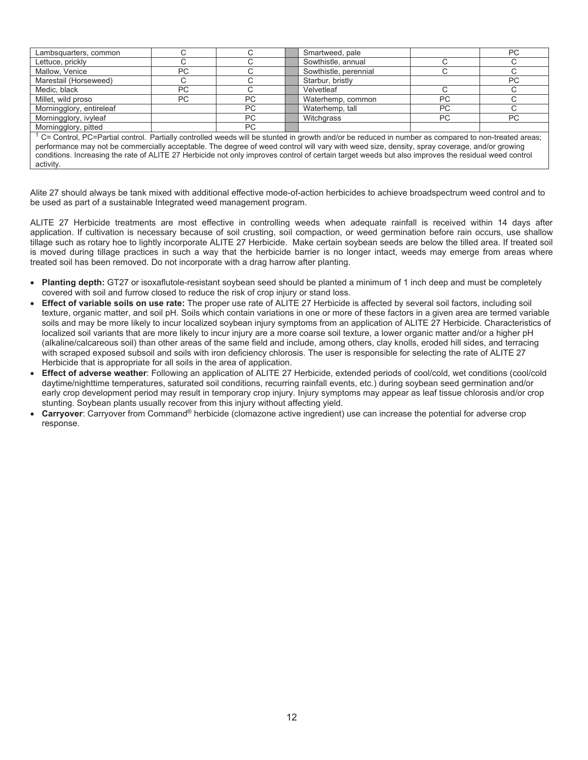| Lambsquarters, common | C | C | | Smartweed, pale | | PC |
|---|---|---|---|---|---|---|
| Lettuce, prickly | C | C | | Sowthistle, annual | C | C |
| Mallow, Venice | PC | C | | Sowthistle, perennial | C | C |
| Marestail (Horseweed) | C | C | | Starbur, bristly | | PC |
| Medic, black | PC | C | | Velvetleaf | C | C |
| Millet, wild proso | PC | PC | | Waterhemp, common | PC | C |
| Morningglory, entireleaf | | PC | | Waterhemp, tall | PC | C |
| Morningglory, ivyleaf | | PC | | Witchgrass | PC | PC |
| Morningglory, pitted | | PC | | | | |

[1] C= Control, PC=Partial control. Partially controlled weeds will be stunted in growth and/or be reduced in number as compared to non-treated areas; performance may not be commercially acceptable. The degree of weed control will vary with weed size, density, spray coverage, and/or growing conditions. Increasing the rate of ALITE 27 Herbicide not only improves control of certain target weeds but also improves the residual weed control activity.

Alite 27 should always be tank mixed with additional effective mode-of-action herbicides to achieve broadspectrum weed control and to be used as part of a sustainable Integrated weed management program.

ALITE 27 Herbicide treatments are most effective in controlling weeds when adequate rainfall is received within 14 days after application. If cultivation is necessary because of soil crusting, soil compaction, or weed germination before rain occurs, use shallow tillage such as rotary hoe to lightly incorporate ALITE 27 Herbicide. Make certain soybean seeds are below the tilled area. If treated soil is moved during tillage practices in such a way that the herbicide barrier is no longer intact, weeds may emerge from areas where treated soil has been removed. Do not incorporate with a drag harrow after planting.

- **Planting depth:** GT27 or isoxaflutole-resistant soybean seed should be planted a minimum of 1 inch deep and must be completely covered with soil and furrow closed to reduce the risk of crop injury or stand loss.
- **Effect of variable soils on use rate:** The proper use rate of ALITE 27 Herbicide is affected by several soil factors, including soil texture, organic matter, and soil pH. Soils which contain variations in one or more of these factors in a given area are termed variable soils and may be more likely to incur localized soybean injury symptoms from an application of ALITE 27 Herbicide. Characteristics of localized soil variants that are more likely to incur injury are a more coarse soil texture, a lower organic matter and/or a higher pH (alkaline/calcareous soil) than other areas of the same field and include, among others, clay knolls, eroded hill sides, and terracing with scraped exposed subsoil and soils with iron deficiency chlorosis. The user is responsible for selecting the rate of ALITE 27 Herbicide that is appropriate for all soils in the area of application.
- **Effect of adverse weather**: Following an application of ALITE 27 Herbicide, extended periods of cool/cold, wet conditions (cool/cold daytime/nighttime temperatures, saturated soil conditions, recurring rainfall events, etc.) during soybean seed germination and/or early crop development period may result in temporary crop injury. Injury symptoms may appear as leaf tissue chlorosis and/or crop stunting. Soybean plants usually recover from this injury without affecting yield.
- **Carryover**: Carryover from Command® herbicide (clomazone active ingredient) use can increase the potential for adverse crop response.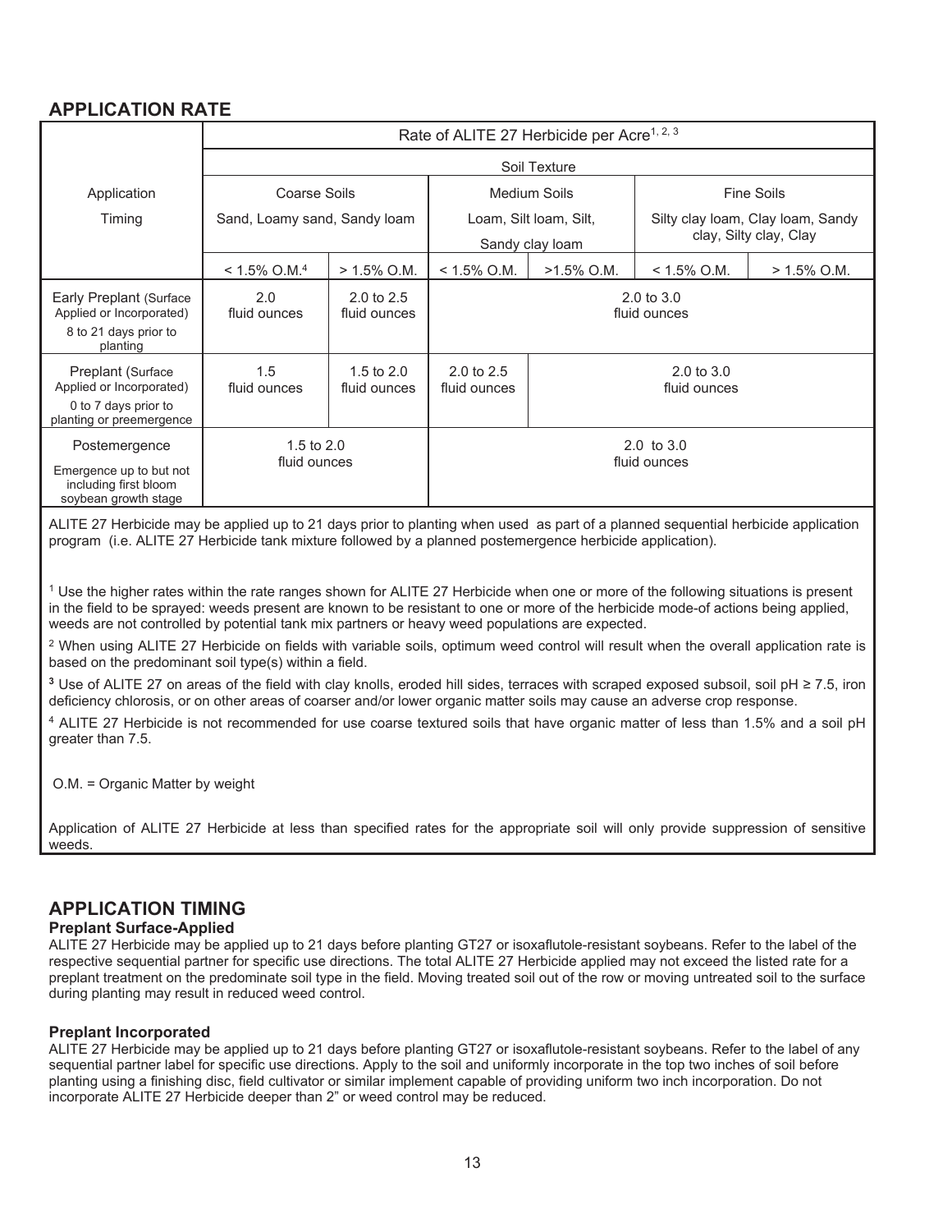## APPLICATION RATE

| Application Timing | Rate of ALITE 27 Herbicide per Acre[1, 2, 3] | | | | | |
|---|---|---|---|---|---|---|
| | Soil Texture | | | | | |
| | Coarse Soils<br>Sand, Loamy sand, Sandy loam | | Medium Soils<br>Loam, Silt loam, Silt, Sandy clay loam | | Fine Soils<br>Silty clay loam, Clay loam, Sandy clay, Silty clay, Clay | |
| | < 1.5% O.M.[4] | > 1.5% O.M. | < 1.5% O.M. | >1.5% O.M. | < 1.5% O.M. | > 1.5% O.M. |
| Early Preplant (Surface Applied or Incorporated) 8 to 21 days prior to planting | 2.0 fluid ounces | 2.0 to 2.5 fluid ounces | 2.0 to 3.0 fluid ounces | | | |
| Preplant (Surface Applied or Incorporated) 0 to 7 days prior to planting or preemergence | 1.5 fluid ounces | 1.5 to 2.0 fluid ounces | 2.0 to 2.5 fluid ounces | 2.0 to 3.0 fluid ounces | | |
| Postemergence Emergence up to but not including first bloom soybean growth stage | 1.5 to 2.0 fluid ounces | | 2.0 to 3.0 fluid ounces | | | |

ALITE 27 Herbicide may be applied up to 21 days prior to planting when used as part of a planned sequential herbicide application program (i.e. ALITE 27 Herbicide tank mixture followed by a planned postemergence herbicide application).

[1] Use the higher rates within the rate ranges shown for ALITE 27 Herbicide when one or more of the following situations is present in the field to be sprayed: weeds present are known to be resistant to one or more of the herbicide mode-of actions being applied, weeds are not controlled by potential tank mix partners or heavy weed populations are expected.

[2] When using ALITE 27 Herbicide on fields with variable soils, optimum weed control will result when the overall application rate is based on the predominant soil type(s) within a field.

[3] Use of ALITE 27 on areas of the field with clay knolls, eroded hill sides, terraces with scraped exposed subsoil, soil pH ≥ 7.5, iron deficiency chlorosis, or on other areas of coarser and/or lower organic matter soils may cause an adverse crop response.

[4] ALITE 27 Herbicide is not recommended for use coarse textured soils that have organic matter of less than 1.5% and a soil pH greater than 7.5.

O.M. = Organic Matter by weight

Application of ALITE 27 Herbicide at less than specified rates for the appropriate soil will only provide suppression of sensitive weeds.

## APPLICATION TIMING

**Preplant Surface-Applied**

ALITE 27 Herbicide may be applied up to 21 days before planting GT27 or isoxaflutole-resistant soybeans. Refer to the label of the respective sequential partner for specific use directions. The total ALITE 27 Herbicide applied may not exceed the listed rate for a preplant treatment on the predominate soil type in the field. Moving treated soil out of the row or moving untreated soil to the surface during planting may result in reduced weed control.

**Preplant Incorporated**

ALITE 27 Herbicide may be applied up to 21 days before planting GT27 or isoxaflutole-resistant soybeans. Refer to the label of any sequential partner label for specific use directions. Apply to the soil and uniformly incorporate in the top two inches of soil before planting using a finishing disc, field cultivator or similar implement capable of providing uniform two inch incorporation. Do not incorporate ALITE 27 Herbicide deeper than 2" or weed control may be reduced.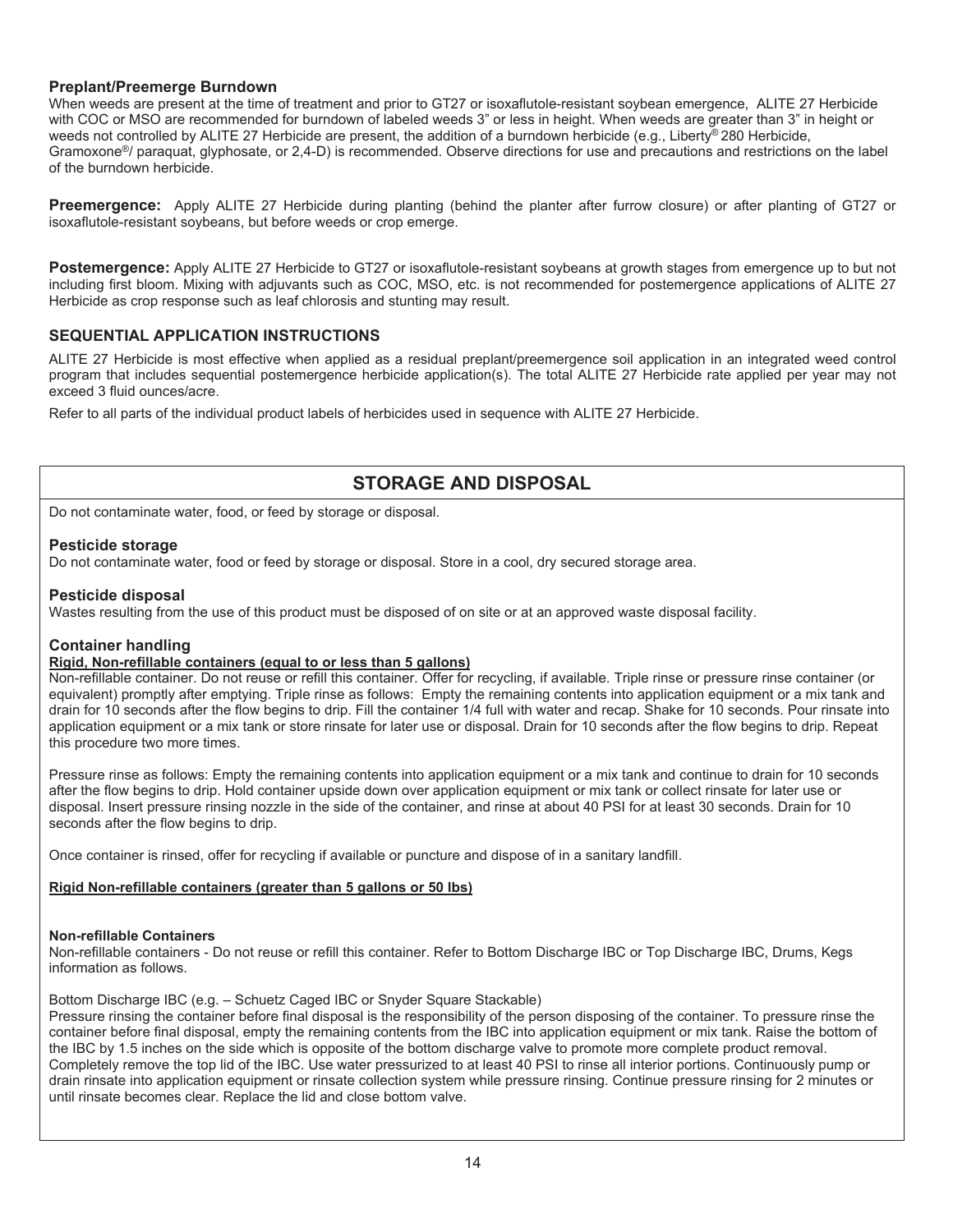### Preplant/Preemerge Burndown

When weeds are present at the time of treatment and prior to GT27 or isoxaflutole-resistant soybean emergence, ALITE 27 Herbicide with COC or MSO are recommended for burndown of labeled weeds 3" or less in height. When weeds are greater than 3" in height or weeds not controlled by ALITE 27 Herbicide are present, the addition of a burndown herbicide (e.g., Liberty® 280 Herbicide, Gramoxone®/ paraquat, glyphosate, or 2,4-D) is recommended. Observe directions for use and precautions and restrictions on the label of the burndown herbicide.

**Preemergence:** Apply ALITE 27 Herbicide during planting (behind the planter after furrow closure) or after planting of GT27 or isoxaflutole-resistant soybeans, but before weeds or crop emerge.

**Postemergence:** Apply ALITE 27 Herbicide to GT27 or isoxaflutole-resistant soybeans at growth stages from emergence up to but not including first bloom. Mixing with adjuvants such as COC, MSO, etc. is not recommended for postemergence applications of ALITE 27 Herbicide as crop response such as leaf chlorosis and stunting may result.

### SEQUENTIAL APPLICATION INSTRUCTIONS

ALITE 27 Herbicide is most effective when applied as a residual preplant/preemergence soil application in an integrated weed control program that includes sequential postemergence herbicide application(s). The total ALITE 27 Herbicide rate applied per year may not exceed 3 fluid ounces/acre.

Refer to all parts of the individual product labels of herbicides used in sequence with ALITE 27 Herbicide.

## STORAGE AND DISPOSAL

Do not contaminate water, food, or feed by storage or disposal.

### Pesticide storage

Do not contaminate water, food or feed by storage or disposal. Store in a cool, dry secured storage area.

### Pesticide disposal

Wastes resulting from the use of this product must be disposed of on site or at an approved waste disposal facility.

### Container handling

**Rigid, Non-refillable containers (equal to or less than 5 gallons)**

Non-refillable container. Do not reuse or refill this container. Offer for recycling, if available. Triple rinse or pressure rinse container (or equivalent) promptly after emptying. Triple rinse as follows: Empty the remaining contents into application equipment or a mix tank and drain for 10 seconds after the flow begins to drip. Fill the container 1/4 full with water and recap. Shake for 10 seconds. Pour rinsate into application equipment or a mix tank or store rinsate for later use or disposal. Drain for 10 seconds after the flow begins to drip. Repeat this procedure two more times.

Pressure rinse as follows: Empty the remaining contents into application equipment or a mix tank and continue to drain for 10 seconds after the flow begins to drip. Hold container upside down over application equipment or mix tank or collect rinsate for later use or disposal. Insert pressure rinsing nozzle in the side of the container, and rinse at about 40 PSI for at least 30 seconds. Drain for 10 seconds after the flow begins to drip.

Once container is rinsed, offer for recycling if available or puncture and dispose of in a sanitary landfill.

**Rigid Non-refillable containers (greater than 5 gallons or 50 lbs)**

**Non-refillable Containers**

Non-refillable containers - Do not reuse or refill this container. Refer to Bottom Discharge IBC or Top Discharge IBC, Drums, Kegs information as follows.

Bottom Discharge IBC (e.g. – Schuetz Caged IBC or Snyder Square Stackable)

Pressure rinsing the container before final disposal is the responsibility of the person disposing of the container. To pressure rinse the container before final disposal, empty the remaining contents from the IBC into application equipment or mix tank. Raise the bottom of the IBC by 1.5 inches on the side which is opposite of the bottom discharge valve to promote more complete product removal. Completely remove the top lid of the IBC. Use water pressurized to at least 40 PSI to rinse all interior portions. Continuously pump or drain rinsate into application equipment or rinsate collection system while pressure rinsing. Continue pressure rinsing for 2 minutes or until rinsate becomes clear. Replace the lid and close bottom valve.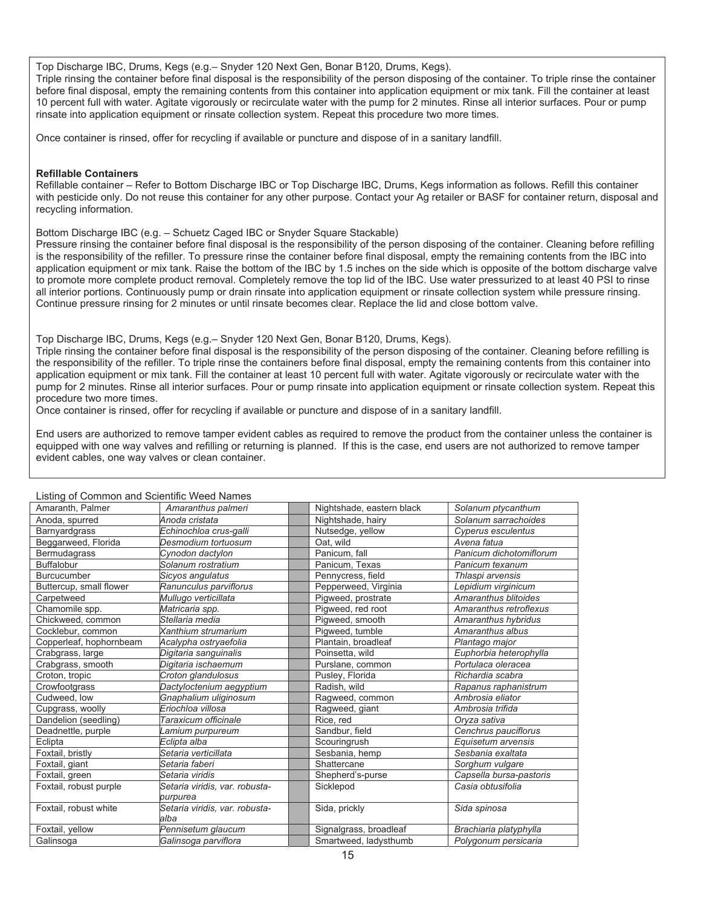Top Discharge IBC, Drums, Kegs (e.g.– Snyder 120 Next Gen, Bonar B120, Drums, Kegs).
Triple rinsing the container before final disposal is the responsibility of the person disposing of the container. To triple rinse the container before final disposal, empty the remaining contents from this container into application equipment or mix tank. Fill the container at least 10 percent full with water. Agitate vigorously or recirculate water with the pump for 2 minutes. Rinse all interior surfaces. Pour or pump rinsate into application equipment or rinsate collection system. Repeat this procedure two more times.

Once container is rinsed, offer for recycling if available or puncture and dispose of in a sanitary landfill.

**Refillable Containers**
Refillable container – Refer to Bottom Discharge IBC or Top Discharge IBC, Drums, Kegs information as follows. Refill this container with pesticide only. Do not reuse this container for any other purpose. Contact your Ag retailer or BASF for container return, disposal and recycling information.

Bottom Discharge IBC (e.g. – Schuetz Caged IBC or Snyder Square Stackable)
Pressure rinsing the container before final disposal is the responsibility of the person disposing of the container. Cleaning before refilling is the responsibility of the refiller. To pressure rinse the container before final disposal, empty the remaining contents from the IBC into application equipment or mix tank. Raise the bottom of the IBC by 1.5 inches on the side which is opposite of the bottom discharge valve to promote more complete product removal. Completely remove the top lid of the IBC. Use water pressurized to at least 40 PSI to rinse all interior portions. Continuously pump or drain rinsate into application equipment or rinsate collection system while pressure rinsing. Continue pressure rinsing for 2 minutes or until rinsate becomes clear. Replace the lid and close bottom valve.

Top Discharge IBC, Drums, Kegs (e.g.– Snyder 120 Next Gen, Bonar B120, Drums, Kegs).
Triple rinsing the container before final disposal is the responsibility of the person disposing of the container. Cleaning before refilling is the responsibility of the refiller. To triple rinse the containers before final disposal, empty the remaining contents from this container into application equipment or mix tank. Fill the container at least 10 percent full with water. Agitate vigorously or recirculate water with the pump for 2 minutes. Rinse all interior surfaces. Pour or pump rinsate into application equipment or rinsate collection system. Repeat this procedure two more times.
Once container is rinsed, offer for recycling if available or puncture and dispose of in a sanitary landfill.

End users are authorized to remove tamper evident cables as required to remove the product from the container unless the container is equipped with one way valves and refilling or returning is planned. If this is the case, end users are not authorized to remove tamper evident cables, one way valves or clean container.

Listing of Common and Scientific Weed Names

| Common Name | Scientific Name | Common Name | Scientific Name |
|---|---|---|---|
| Amaranth, Palmer | *Amaranthus palmeri* | Nightshade, eastern black | *Solanum ptycanthum* |
| Anoda, spurred | *Anoda cristata* | Nightshade, hairy | *Solanum sarrachoides* |
| Barnyardgrass | *Echinochloa crus-galli* | Nutsedge, yellow | *Cyperus esculentus* |
| Beggarweed, Florida | *Desmodium tortuosum* | Oat, wild | *Avena fatua* |
| Bermudagrass | *Cynodon dactylon* | Panicum, fall | *Panicum dichotomiflorum* |
| Buffalobur | *Solanum rostratium* | Panicum, Texas | *Panicum texanum* |
| Burcucumber | *Sicyos angulatus* | Pennycress, field | *Thlaspi arvensis* |
| Buttercup, small flower | *Ranunculus parviflorus* | Pepperweed, Virginia | *Lepidium virginicum* |
| Carpetweed | *Mullugo verticillata* | Pigweed, prostrate | *Amaranthus blitoides* |
| Chamomile spp. | *Matricaria spp.* | Pigweed, red root | *Amaranthus retroflexus* |
| Chickweed, common | *Stellaria media* | Pigweed, smooth | *Amaranthus hybridus* |
| Cocklebur, common | *Xanthium strumarium* | Pigweed, tumble | *Amaranthus albus* |
| Copperleaf, hophornbeam | *Acalypha ostryaefolia* | Plantain, broadleaf | *Plantago major* |
| Crabgrass, large | *Digitaria sanguinalis* | Poinsetta, wild | *Euphorbia heterophylla* |
| Crabgrass, smooth | *Digitaria ischaemum* | Purslane, common | *Portulaca oleracea* |
| Croton, tropic | *Croton glandulosus* | Pusley, Florida | *Richardia scabra* |
| Crowfootgrass | *Dactyloctenium aegyptium* | Radish, wild | *Rapanus raphanistrum* |
| Cudweed, low | *Gnaphalium uliginosum* | Ragweed, common | *Ambrosia eliator* |
| Cupgrass, woolly | *Eriochloa villosa* | Ragweed, giant | *Ambrosia trifida* |
| Dandelion (seedling) | *Taraxicum officinale* | Rice, red | *Oryza sativa* |
| Deadnettle, purple | *Lamium purpureum* | Sandbur, field | *Cenchrus pauciflorus* |
| Eclipta | *Eclipta alba* | Scouringrush | *Equisetum arvensis* |
| Foxtail, bristly | *Setaria verticillata* | Sesbania, hemp | *Sesbania exaltata* |
| Foxtail, giant | *Setaria faberi* | Shattercane | *Sorghum vulgare* |
| Foxtail, green | *Setaria viridis* | Shepherd's-purse | *Capsella bursa-pastoris* |
| Foxtail, robust purple | *Setaria viridis, var. robusta-purpurea* | Sicklepod | *Casia obtusifolia* |
| Foxtail, robust white | *Setaria viridis, var. robusta-alba* | Sida, prickly | *Sida spinosa* |
| Foxtail, yellow | *Pennisetum glaucum* | Signalgrass, broadleaf | *Brachiaria platyphylla* |
| Galinsoga | *Galinsoga parviflora* | Smartweed, ladysthumb | *Polygonum persicaria* |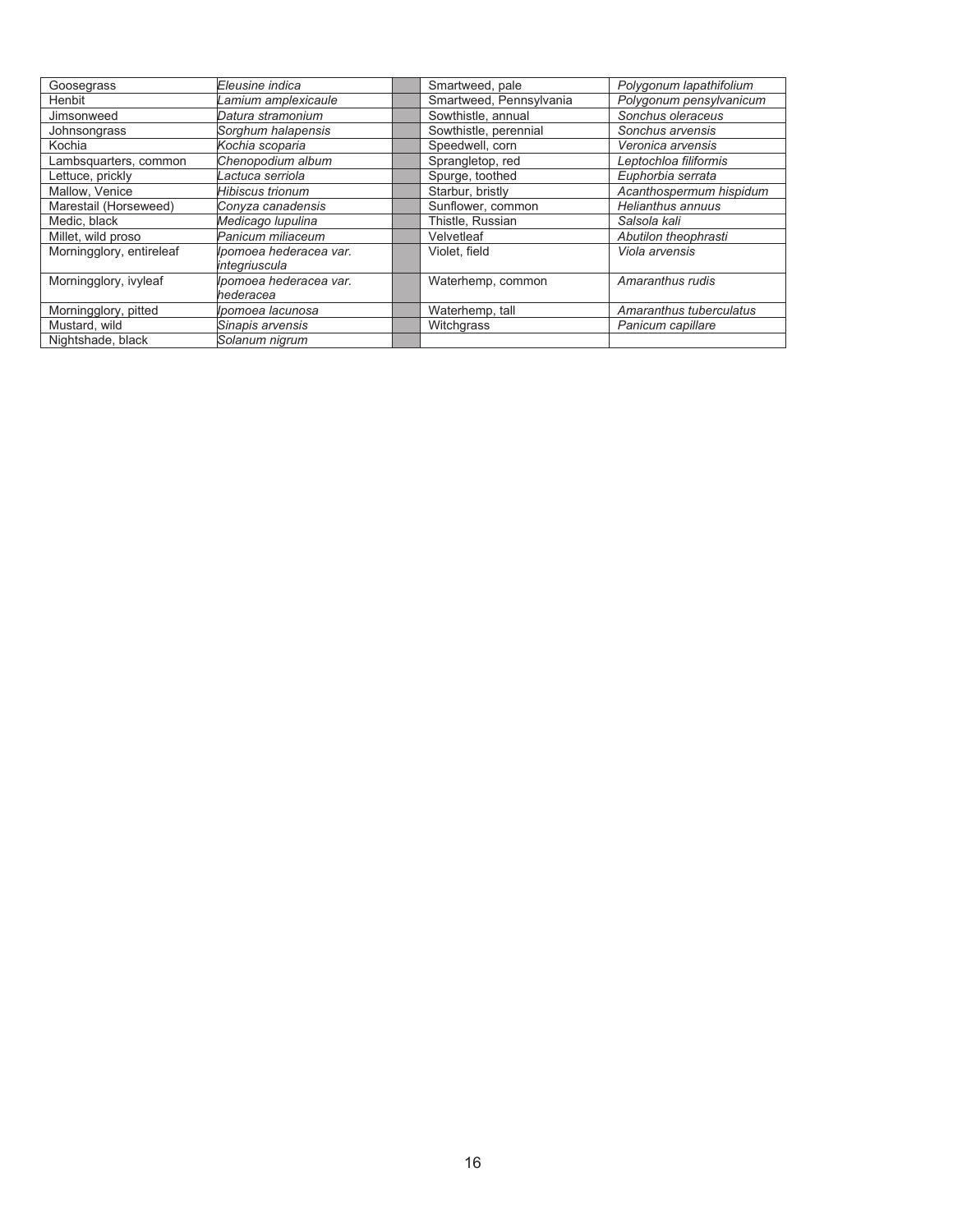| | | | | |
|---|---|---|---|---|
| Goosegrass | *Eleusine indica* | | Smartweed, pale | *Polygonum lapathifolium* |
| Henbit | *Lamium amplexicaule* | | Smartweed, Pennsylvania | *Polygonum pensylvanicum* |
| Jimsonweed | *Datura stramonium* | | Sowthistle, annual | *Sonchus oleraceus* |
| Johnsongrass | *Sorghum halapensis* | | Sowthistle, perennial | *Sonchus arvensis* |
| Kochia | *Kochia scoparia* | | Speedwell, corn | *Veronica arvensis* |
| Lambsquarters, common | *Chenopodium album* | | Sprangletop, red | *Leptochloa filiformis* |
| Lettuce, prickly | *Lactuca serriola* | | Spurge, toothed | *Euphorbia serrata* |
| Mallow, Venice | *Hibiscus trionum* | | Starbur, bristly | *Acanthospermum hispidum* |
| Marestail (Horseweed) | *Conyza canadensis* | | Sunflower, common | *Helianthus annuus* |
| Medic, black | *Medicago lupulina* | | Thistle, Russian | *Salsola kali* |
| Millet, wild proso | *Panicum miliaceum* | | Velvetleaf | *Abutilon theophrasti* |
| Morningglory, entireleaf | *Ipomoea hederacea var. integriuscula* | | Violet, field | *Viola arvensis* |
| Morningglory, ivyleaf | *Ipomoea hederacea var. hederacea* | | Waterhemp, common | *Amaranthus rudis* |
| Morningglory, pitted | *Ipomoea lacunosa* | | Waterhemp, tall | *Amaranthus tuberculatus* |
| Mustard, wild | *Sinapis arvensis* | | Witchgrass | *Panicum capillare* |
| Nightshade, black | *Solanum nigrum* | | | |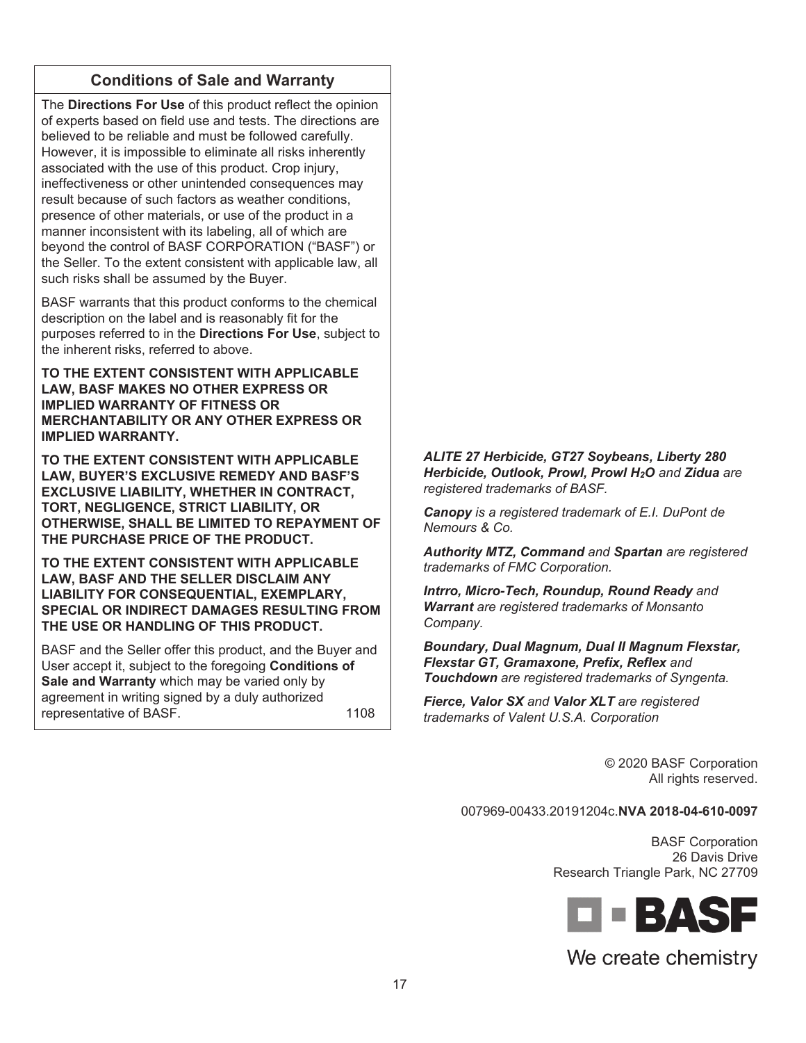## Conditions of Sale and Warranty

The **Directions For Use** of this product reflect the opinion of experts based on field use and tests. The directions are believed to be reliable and must be followed carefully. However, it is impossible to eliminate all risks inherently associated with the use of this product. Crop injury, ineffectiveness or other unintended consequences may result because of such factors as weather conditions, presence of other materials, or use of the product in a manner inconsistent with its labeling, all of which are beyond the control of BASF CORPORATION ("BASF") or the Seller. To the extent consistent with applicable law, all such risks shall be assumed by the Buyer.

BASF warrants that this product conforms to the chemical description on the label and is reasonably fit for the purposes referred to in the **Directions For Use**, subject to the inherent risks, referred to above.

**TO THE EXTENT CONSISTENT WITH APPLICABLE LAW, BASF MAKES NO OTHER EXPRESS OR IMPLIED WARRANTY OF FITNESS OR MERCHANTABILITY OR ANY OTHER EXPRESS OR IMPLIED WARRANTY.**

**TO THE EXTENT CONSISTENT WITH APPLICABLE LAW, BUYER'S EXCLUSIVE REMEDY AND BASF'S EXCLUSIVE LIABILITY, WHETHER IN CONTRACT, TORT, NEGLIGENCE, STRICT LIABILITY, OR OTHERWISE, SHALL BE LIMITED TO REPAYMENT OF THE PURCHASE PRICE OF THE PRODUCT.**

**TO THE EXTENT CONSISTENT WITH APPLICABLE LAW, BASF AND THE SELLER DISCLAIM ANY LIABILITY FOR CONSEQUENTIAL, EXEMPLARY, SPECIAL OR INDIRECT DAMAGES RESULTING FROM THE USE OR HANDLING OF THIS PRODUCT.**

BASF and the Seller offer this product, and the Buyer and User accept it, subject to the foregoing **Conditions of Sale and Warranty** which may be varied only by agreement in writing signed by a duly authorized representative of BASF. 1108

***ALITE 27 Herbicide, GT27 Soybeans, Liberty 280 Herbicide, Outlook, Prowl, Prowl $H_2O$*** *and* ***Zidua*** *are registered trademarks of BASF.*

***Canopy*** *is a registered trademark of E.I. DuPont de Nemours & Co.*

***Authority MTZ, Command*** *and* ***Spartan*** *are registered trademarks of FMC Corporation.*

***Intrro, Micro-Tech, Roundup, Round Ready*** *and* ***Warrant*** *are registered trademarks of Monsanto Company.*

***Boundary, Dual Magnum, Dual II Magnum Flexstar, Flexstar GT, Gramaxone, Prefix, Reflex*** *and* ***Touchdown*** *are registered trademarks of Syngenta.*

***Fierce, Valor SX*** *and* ***Valor XLT*** *are registered trademarks of Valent U.S.A. Corporation*

© 2020 BASF Corporation
All rights reserved.

007969-00433.20191204c.**NVA 2018-04-610-0097**

BASF Corporation
26 Davis Drive
Research Triangle Park, NC 27709

BASF

We create chemistry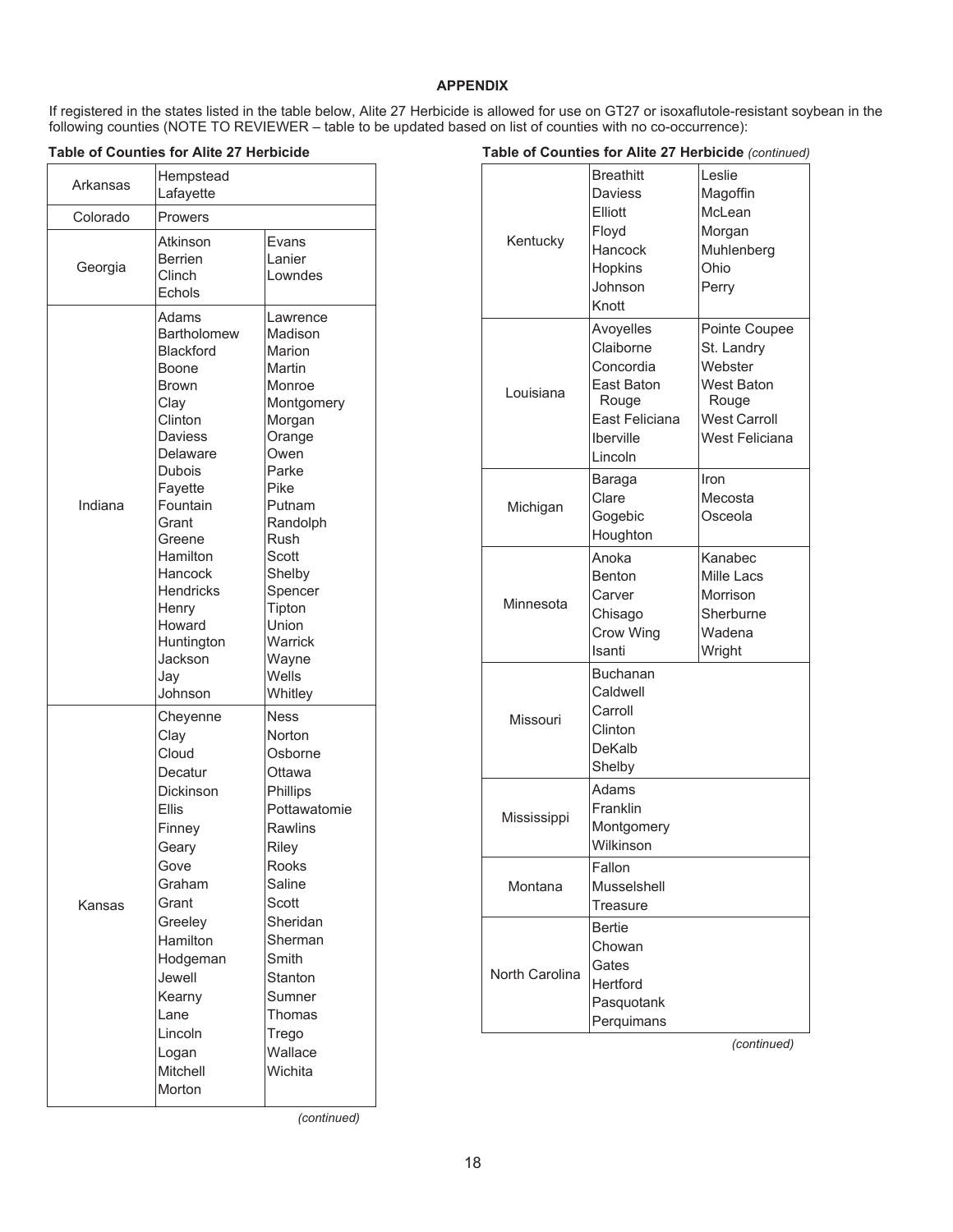**APPENDIX**

If registered in the states listed in the table below, Alite 27 Herbicide is allowed for use on GT27 or isoxaflutole-resistant soybean in the following counties (NOTE TO REVIEWER – table to be updated based on list of counties with no co-occurrence):

**Table of Counties for Alite 27 Herbicide**

| State | Counties | |
|---|---|---|
| Arkansas | Hempstead<br>Lafayette | |
| Colorado | Prowers | |
| Georgia | Atkinson<br>Berrien<br>Clinch<br>Echols | Evans<br>Lanier<br>Lowndes |
| Indiana | Adams<br>Bartholomew<br>Blackford<br>Boone<br>Brown<br>Clay<br>Clinton<br>Daviess<br>Delaware<br>Dubois<br>Fayette<br>Fountain<br>Grant<br>Greene<br>Hamilton<br>Hancock<br>Hendricks<br>Henry<br>Howard<br>Huntington<br>Jackson<br>Jay<br>Johnson | Lawrence<br>Madison<br>Marion<br>Martin<br>Monroe<br>Montgomery<br>Morgan<br>Orange<br>Owen<br>Parke<br>Pike<br>Putnam<br>Randolph<br>Rush<br>Scott<br>Shelby<br>Spencer<br>Tipton<br>Union<br>Warrick<br>Wayne<br>Wells<br>Whitley |
| Kansas | Cheyenne<br>Clay<br>Cloud<br>Decatur<br>Dickinson<br>Ellis<br>Finney<br>Geary<br>Gove<br>Graham<br>Grant<br>Greeley<br>Hamilton<br>Hodgeman<br>Jewell<br>Kearny<br>Lane<br>Lincoln<br>Logan<br>Mitchell<br>Morton | Ness<br>Norton<br>Osborne<br>Ottawa<br>Phillips<br>Pottawatomie<br>Rawlins<br>Riley<br>Rooks<br>Saline<br>Scott<br>Sheridan<br>Sherman<br>Smith<br>Stanton<br>Sumner<br>Thomas<br>Trego<br>Wallace<br>Wichita |

*(continued)*

**Table of Counties for Alite 27 Herbicide** *(continued)*

| State | Counties | |
|---|---|---|
| Kentucky | Breathitt<br>Daviess<br>Elliott<br>Floyd<br>Hancock<br>Hopkins<br>Johnson<br>Knott | Leslie<br>Magoffin<br>McLean<br>Morgan<br>Muhlenberg<br>Ohio<br>Perry |
| Louisiana | Avoyelles<br>Claiborne<br>Concordia<br>East Baton Rouge<br>East Feliciana<br>Iberville<br>Lincoln | Pointe Coupee<br>St. Landry<br>Webster<br>West Baton Rouge<br>West Carroll<br>West Feliciana |
| Michigan | Baraga<br>Clare<br>Gogebic<br>Houghton | Iron<br>Mecosta<br>Osceola |
| Minnesota | Anoka<br>Benton<br>Carver<br>Chisago<br>Crow Wing<br>Isanti | Kanabec<br>Mille Lacs<br>Morrison<br>Sherburne<br>Wadena<br>Wright |
| Missouri | Buchanan<br>Caldwell<br>Carroll<br>Clinton<br>DeKalb<br>Shelby | |
| Mississippi | Adams<br>Franklin<br>Montgomery<br>Wilkinson | |
| Montana | Fallon<br>Musselshell<br>Treasure | |
| North Carolina | Bertie<br>Chowan<br>Gates<br>Hertford<br>Pasquotank<br>Perquimans | |

*(continued)*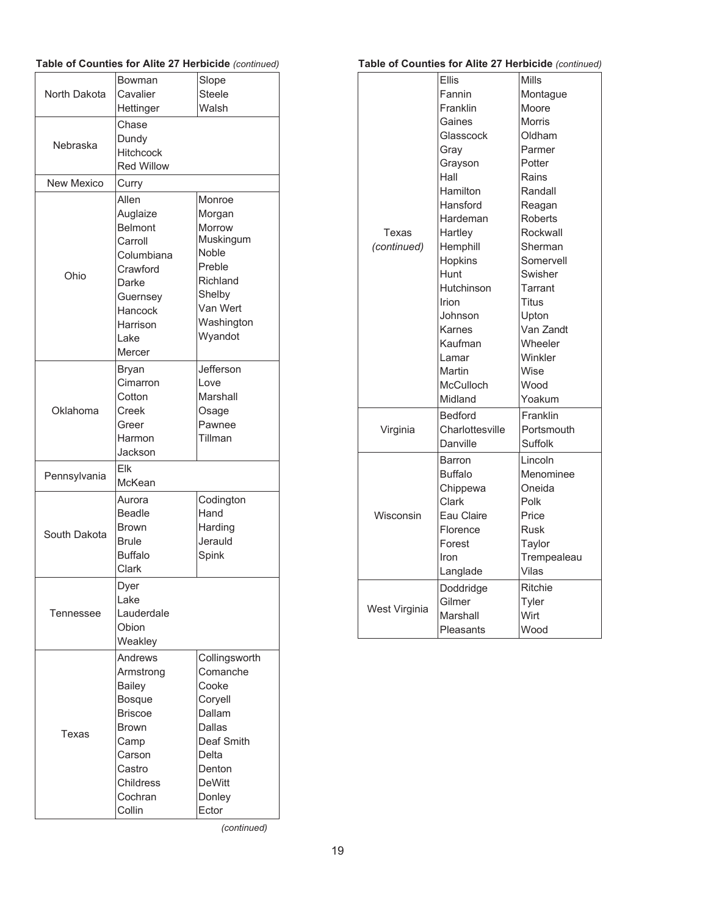**Table of Counties for Alite 27 Herbicide** *(continued)*

| | | |
|---|---|---|
| North Dakota | Bowman<br>Cavalier<br>Hettinger | Slope<br>Steele<br>Walsh |
| Nebraska | Chase<br>Dundy<br>Hitchcock<br>Red Willow | |
| New Mexico | Curry | |
| Ohio | Allen<br>Auglaize<br>Belmont<br>Carroll<br>Columbiana<br>Crawford<br>Darke<br>Guernsey<br>Hancock<br>Harrison<br>Lake<br>Mercer | Monroe<br>Morgan<br>Morrow<br>Muskingum<br>Noble<br>Preble<br>Richland<br>Shelby<br>Van Wert<br>Washington<br>Wyandot |
| Oklahoma | Bryan<br>Cimarron<br>Cotton<br>Creek<br>Greer<br>Harmon<br>Jackson | Jefferson<br>Love<br>Marshall<br>Osage<br>Pawnee<br>Tillman |
| Pennsylvania | Elk<br>McKean | |
| South Dakota | Aurora<br>Beadle<br>Brown<br>Brule<br>Buffalo<br>Clark | Codington<br>Hand<br>Harding<br>Jerauld<br>Spink |
| Tennessee | Dyer<br>Lake<br>Lauderdale<br>Obion<br>Weakley | |
| Texas | Andrews<br>Armstrong<br>Bailey<br>Bosque<br>Briscoe<br>Brown<br>Camp<br>Carson<br>Castro<br>Childress<br>Cochran<br>Collin | Collingsworth<br>Comanche<br>Cooke<br>Coryell<br>Dallam<br>Dallas<br>Deaf Smith<br>Delta<br>Denton<br>DeWitt<br>Donley<br>Ector |

*(continued)*

**Table of Counties for Alite 27 Herbicide** *(continued)*

| | | |
|---|---|---|
| Texas *(continued)* | Ellis<br>Fannin<br>Franklin<br>Gaines<br>Glasscock<br>Gray<br>Grayson<br>Hall<br>Hamilton<br>Hansford<br>Hardeman<br>Hartley<br>Hemphill<br>Hopkins<br>Hunt<br>Hutchinson<br>Irion<br>Johnson<br>Karnes<br>Kaufman<br>Lamar<br>Martin<br>McCulloch<br>Midland | Mills<br>Montague<br>Moore<br>Morris<br>Oldham<br>Parmer<br>Potter<br>Rains<br>Randall<br>Reagan<br>Roberts<br>Rockwall<br>Sherman<br>Somervell<br>Swisher<br>Tarrant<br>Titus<br>Upton<br>Van Zandt<br>Wheeler<br>Winkler<br>Wise<br>Wood<br>Yoakum |
| Virginia | Bedford<br>Charlottesville<br>Danville | Franklin<br>Portsmouth<br>Suffolk |
| Wisconsin | Barron<br>Buffalo<br>Chippewa<br>Clark<br>Eau Claire<br>Florence<br>Forest<br>Iron<br>Langlade | Lincoln<br>Menominee<br>Oneida<br>Polk<br>Price<br>Rusk<br>Taylor<br>Trempealeau<br>Vilas |
| West Virginia | Doddridge<br>Gilmer<br>Marshall<br>Pleasants | Ritchie<br>Tyler<br>Wirt<br>Wood |